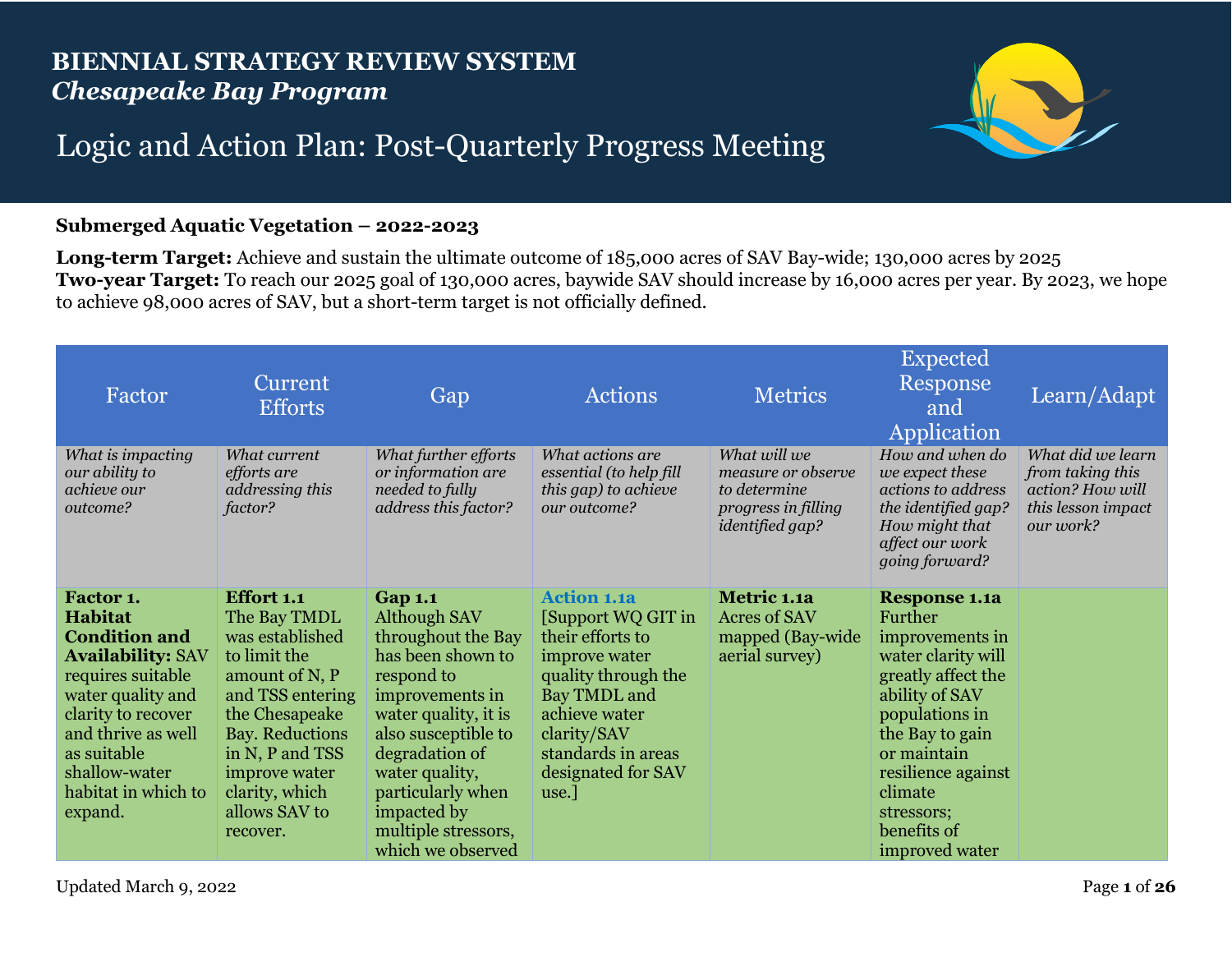# BIENNIAL STRATEGY REVIEW SYSTEM
## *Chesapeake Bay Program*

# Logic and Action Plan: Post-Quarterly Progress Meeting

**Submerged Aquatic Vegetation – 2022-2023**

**Long-term Target:** Achieve and sustain the ultimate outcome of 185,000 acres of SAV Bay-wide; 130,000 acres by 2025
**Two-year Target:** To reach our 2025 goal of 130,000 acres, baywide SAV should increase by 16,000 acres per year. By 2023, we hope to achieve 98,000 acres of SAV, but a short-term target is not officially defined.

| Factor | Current Efforts | Gap | Actions | Metrics | Expected Response and Application | Learn/Adapt |
|---|---|---|---|---|---|---|
| *What is impacting our ability to achieve our outcome?* | *What current efforts are addressing this factor?* | *What further efforts or information are needed to fully address this factor?* | *What actions are essential (to help fill this gap) to achieve our outcome?* | *What will we measure or observe to determine progress in filling identified gap?* | *How and when do we expect these actions to address the identified gap? How might that affect our work going forward?* | *What did we learn from taking this action? How will this lesson impact our work?* |
| **Factor 1. Habitat Condition and Availability:** SAV requires suitable water quality and clarity to recover and thrive as well as suitable shallow-water habitat in which to expand. | **Effort 1.1** The Bay TMDL was established to limit the amount of N, P and TSS entering the Chesapeake Bay. Reductions in N, P and TSS improve water clarity, which allows SAV to recover. | **Gap 1.1** Although SAV throughout the Bay has been shown to respond to improvements in water quality, it is also susceptible to degradation of water quality, particularly when impacted by multiple stressors, which we observed | **Action 1.1a** [Support WQ GIT in their efforts to improve water quality through the Bay TMDL and achieve water clarity/SAV standards in areas designated for SAV use.] | **Metric 1.1a** Acres of SAV mapped (Bay-wide aerial survey) | **Response 1.1a** Further improvements in water clarity will greatly affect the ability of SAV populations in the Bay to gain or maintain resilience against climate stressors; benefits of improved water | |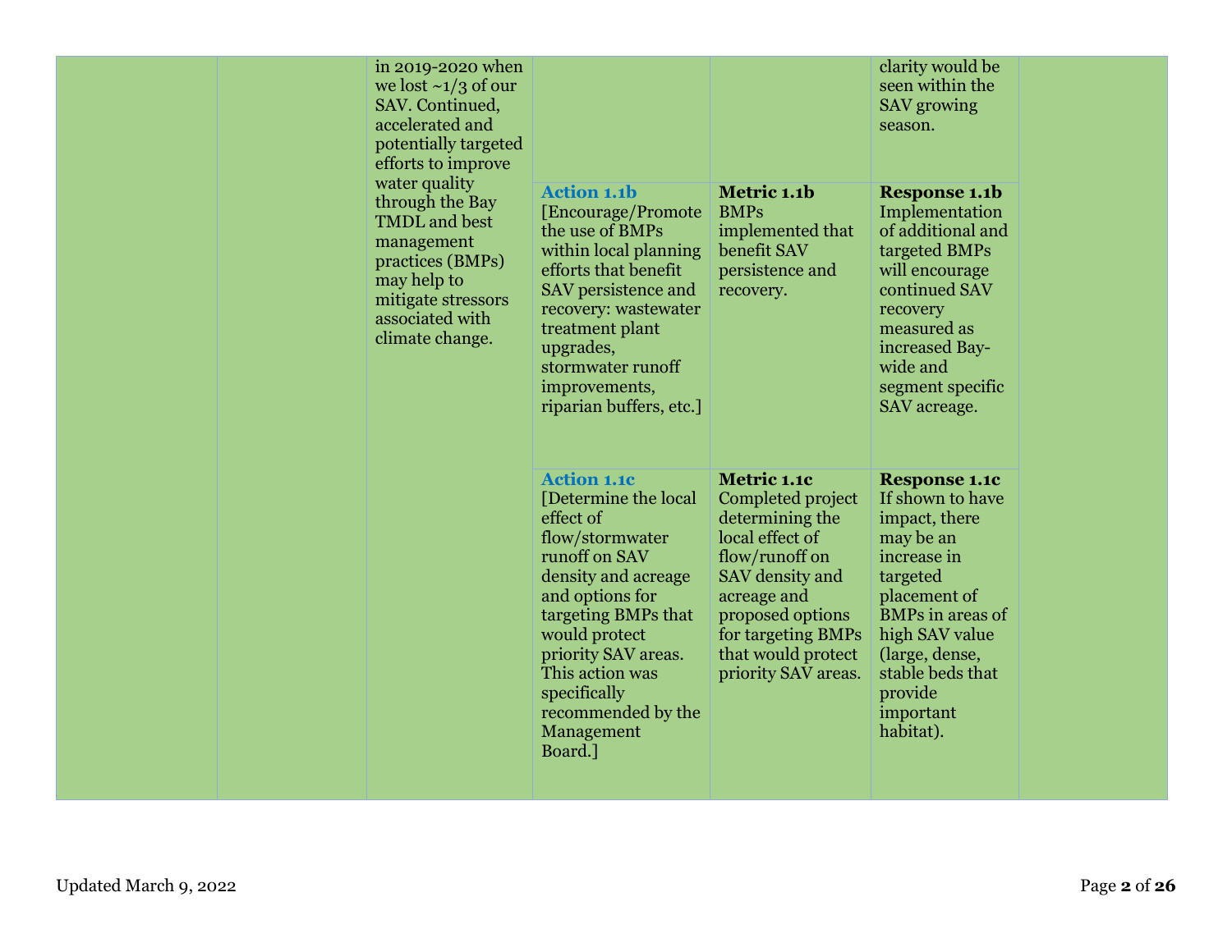| | | | | | | |
|---|---|---|---|---|---|---|
| | | in 2019-2020 when we lost ~1/3 of our SAV. Continued, accelerated and potentially targeted efforts to improve water quality through the Bay TMDL and best management practices (BMPs) may help to mitigate stressors associated with climate change. | | | clarity would be seen within the SAV growing season. | |
| | | | **Action 1.1b** [Encourage/Promote the use of BMPs within local planning efforts that benefit SAV persistence and recovery: wastewater treatment plant upgrades, stormwater runoff improvements, riparian buffers, etc.] | **Metric 1.1b** BMPs implemented that benefit SAV persistence and recovery. | **Response 1.1b** Implementation of additional and targeted BMPs will encourage continued SAV recovery measured as increased Bay-wide and segment specific SAV acreage. | |
| | | | **Action 1.1c** [Determine the local effect of flow/stormwater runoff on SAV density and acreage and options for targeting BMPs that would protect priority SAV areas. This action was specifically recommended by the Management Board.] | **Metric 1.1c** Completed project determining the local effect of flow/runoff on SAV density and acreage and proposed options for targeting BMPs that would protect priority SAV areas. | **Response 1.1c** If shown to have impact, there may be an increase in targeted placement of BMPs in areas of high SAV value (large, dense, stable beds that provide important habitat). | |

Updated March 9, 2022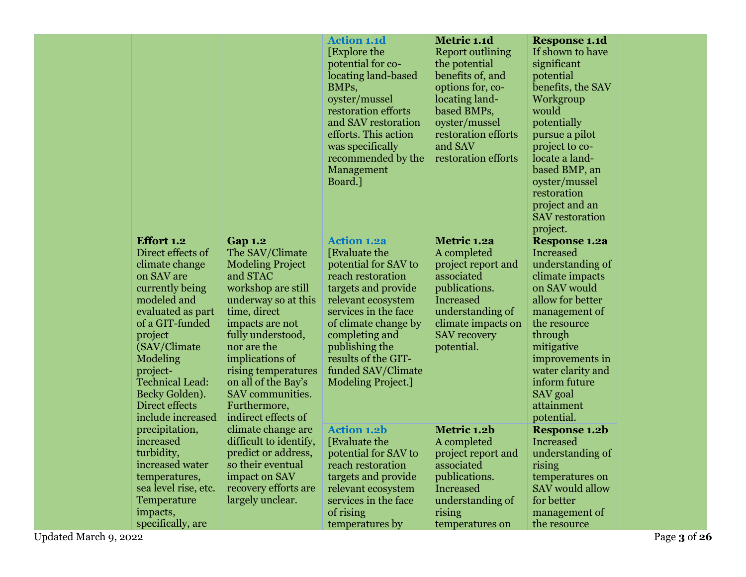| | | | | | | |
|---|---|---|---|---|---|---|
| | | | **Action 1.1d** [Explore the potential for co-locating land-based BMPs, oyster/mussel restoration efforts and SAV restoration efforts. This action was specifically recommended by the Management Board.] | **Metric 1.1d** Report outlining the potential benefits of, and options for, co-locating land-based BMPs, oyster/mussel restoration efforts and SAV restoration efforts | **Response 1.1d** If shown to have significant potential benefits, the SAV Workgroup would potentially pursue a pilot project to co-locate a land-based BMP, an oyster/mussel restoration project and an SAV restoration project. | |
| | **Effort 1.2** Direct effects of climate change on SAV are currently being modeled and evaluated as part of a GIT-funded project (SAV/Climate Modeling project-Technical Lead: Becky Golden). Direct effects include increased precipitation, increased turbidity, increased water temperatures, sea level rise, etc. Temperature impacts, specifically, are | **Gap 1.2** The SAV/Climate Modeling Project and STAC workshop are still underway so at this time, direct impacts are not fully understood, nor are the implications of rising temperatures on all of the Bay's SAV communities. Furthermore, indirect effects of climate change are difficult to identify, predict or address, so their eventual impact on SAV recovery efforts are largely unclear. | **Action 1.2a** [Evaluate the potential for SAV to reach restoration targets and provide relevant ecosystem services in the face of climate change by completing and publishing the results of the GIT-funded SAV/Climate Modeling Project.] | **Metric 1.2a** A completed project report and associated publications. Increased understanding of climate impacts on SAV recovery potential. | **Response 1.2a** Increased understanding of climate impacts on SAV would allow for better management of the resource through mitigative improvements in water clarity and inform future SAV goal attainment potential. | |
| | | | **Action 1.2b** [Evaluate the potential for SAV to reach restoration targets and provide relevant ecosystem services in the face of rising temperatures by | **Metric 1.2b** A completed project report and associated publications. Increased understanding of rising temperatures on | **Response 1.2b** Increased understanding of rising temperatures on SAV would allow for better management of the resource | |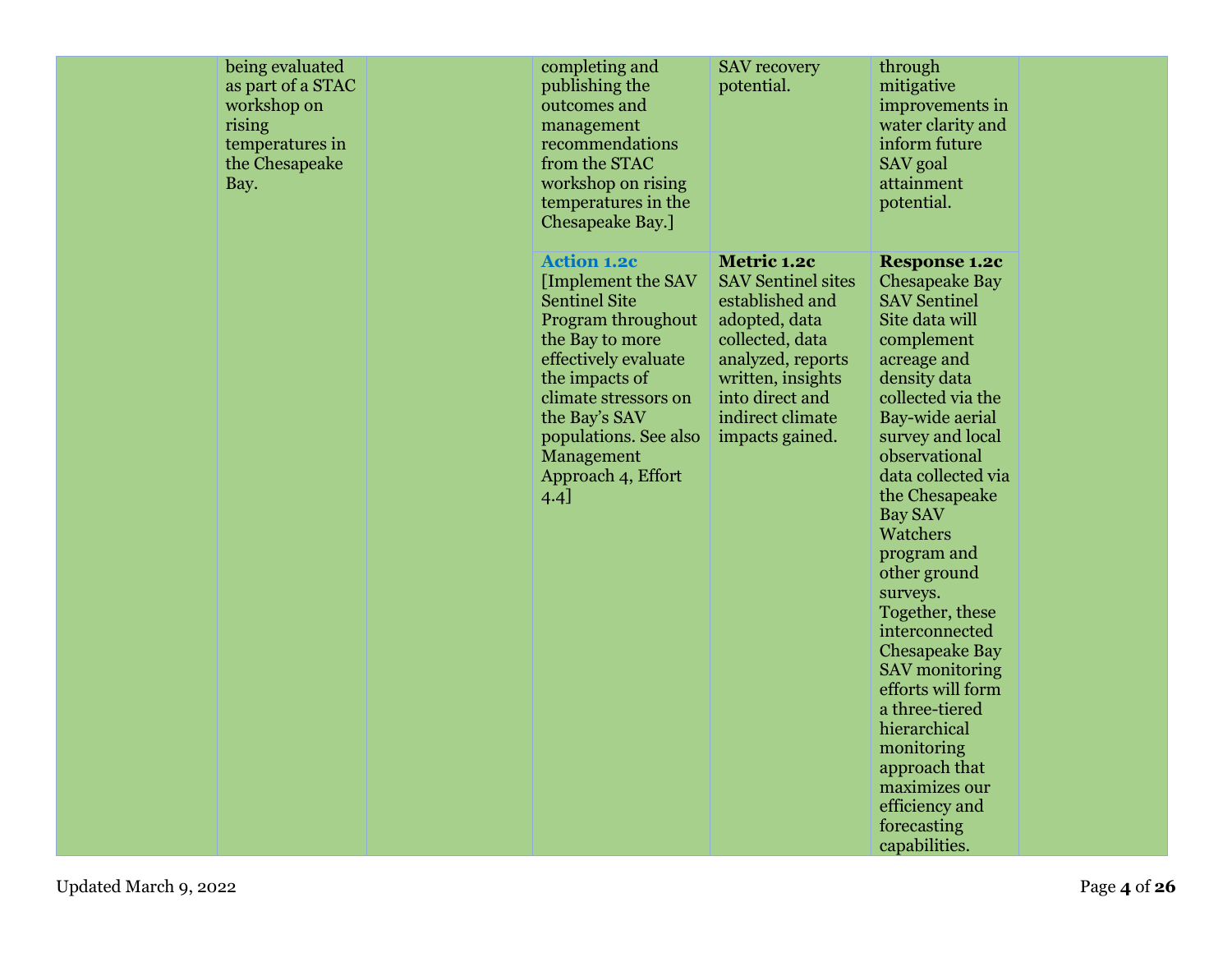| | | | | | | |
|---|---|---|---|---|---|---|
| | being evaluated as part of a STAC workshop on rising temperatures in the Chesapeake Bay. | | completing and publishing the outcomes and management recommendations from the STAC workshop on rising temperatures in the Chesapeake Bay.] | SAV recovery potential. | through mitigative improvements in water clarity and inform future SAV goal attainment potential. | |
| | | | **Action 1.2c** [Implement the SAV Sentinel Site Program throughout the Bay to more effectively evaluate the impacts of climate stressors on the Bay's SAV populations. See also Management Approach 4, Effort 4.4] | **Metric 1.2c** SAV Sentinel sites established and adopted, data collected, data analyzed, reports written, insights into direct and indirect climate impacts gained. | **Response 1.2c** Chesapeake Bay SAV Sentinel Site data will complement acreage and density data collected via the Bay-wide aerial survey and local observational data collected via the Chesapeake Bay SAV Watchers program and other ground surveys. Together, these interconnected Chesapeake Bay SAV monitoring efforts will form a three-tiered hierarchical monitoring approach that maximizes our efficiency and forecasting capabilities. | |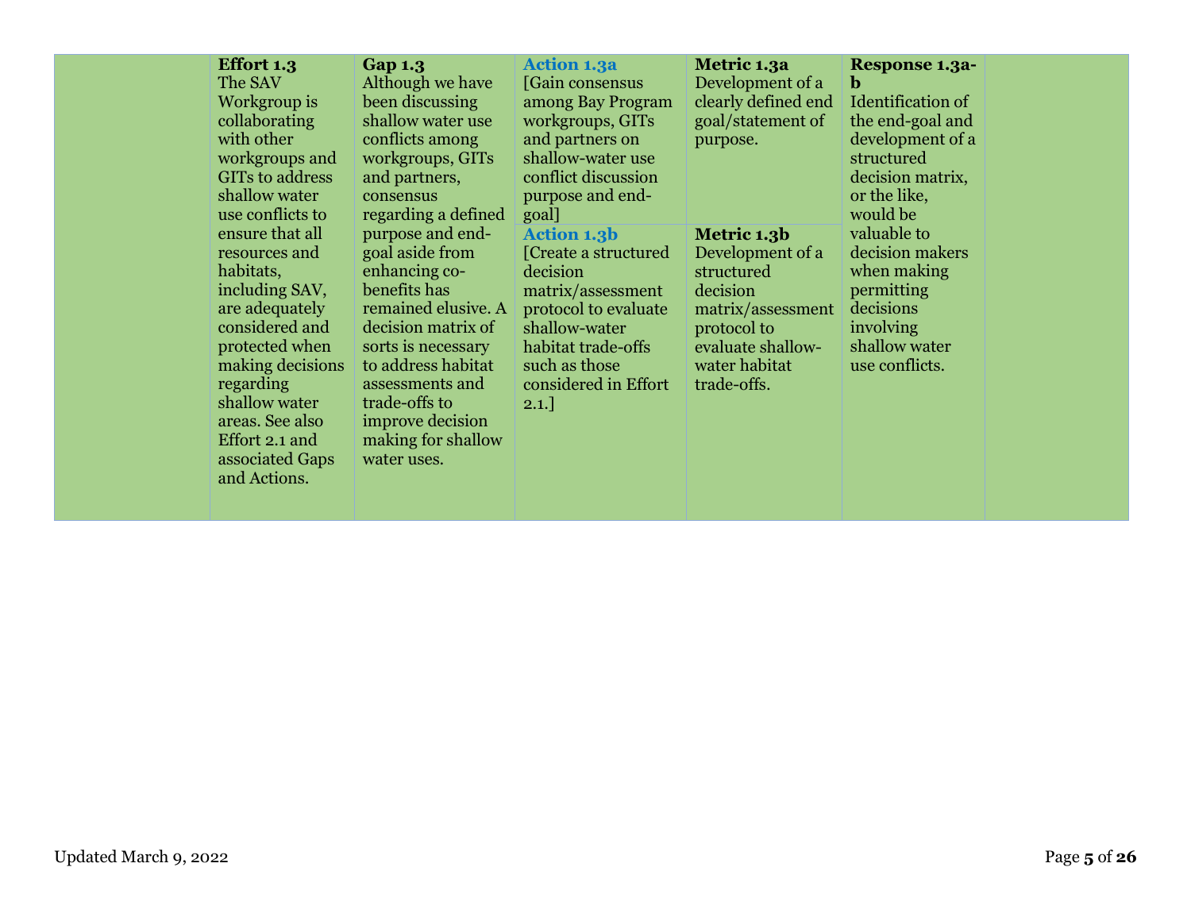| | | | | | | |
|---|---|---|---|---|---|---|
| | **Effort 1.3** The SAV Workgroup is collaborating with other workgroups and GITs to address shallow water use conflicts to ensure that all resources and habitats, including SAV, are adequately considered and protected when making decisions regarding shallow water areas. See also Effort 2.1 and associated Gaps and Actions. | **Gap 1.3** Although we have been discussing shallow water use conflicts among workgroups, GITs and partners, consensus regarding a defined purpose and end-goal aside from enhancing co-benefits has remained elusive. A decision matrix of sorts is necessary to address habitat assessments and trade-offs to improve decision making for shallow water uses. | **Action 1.3a** [Gain consensus among Bay Program workgroups, GITs and partners on shallow-water use conflict discussion purpose and end-goal] | **Metric 1.3a** Development of a clearly defined end goal/statement of purpose. | **Response 1.3a-b** Identification of the end-goal and development of a structured decision matrix, or the like, would be valuable to decision makers when making permitting decisions involving shallow water use conflicts. | |
| | | | **Action 1.3b** [Create a structured decision matrix/assessment protocol to evaluate shallow-water habitat trade-offs such as those considered in Effort 2.1.] | **Metric 1.3b** Development of a structured decision matrix/assessment protocol to evaluate shallow-water habitat trade-offs. | | |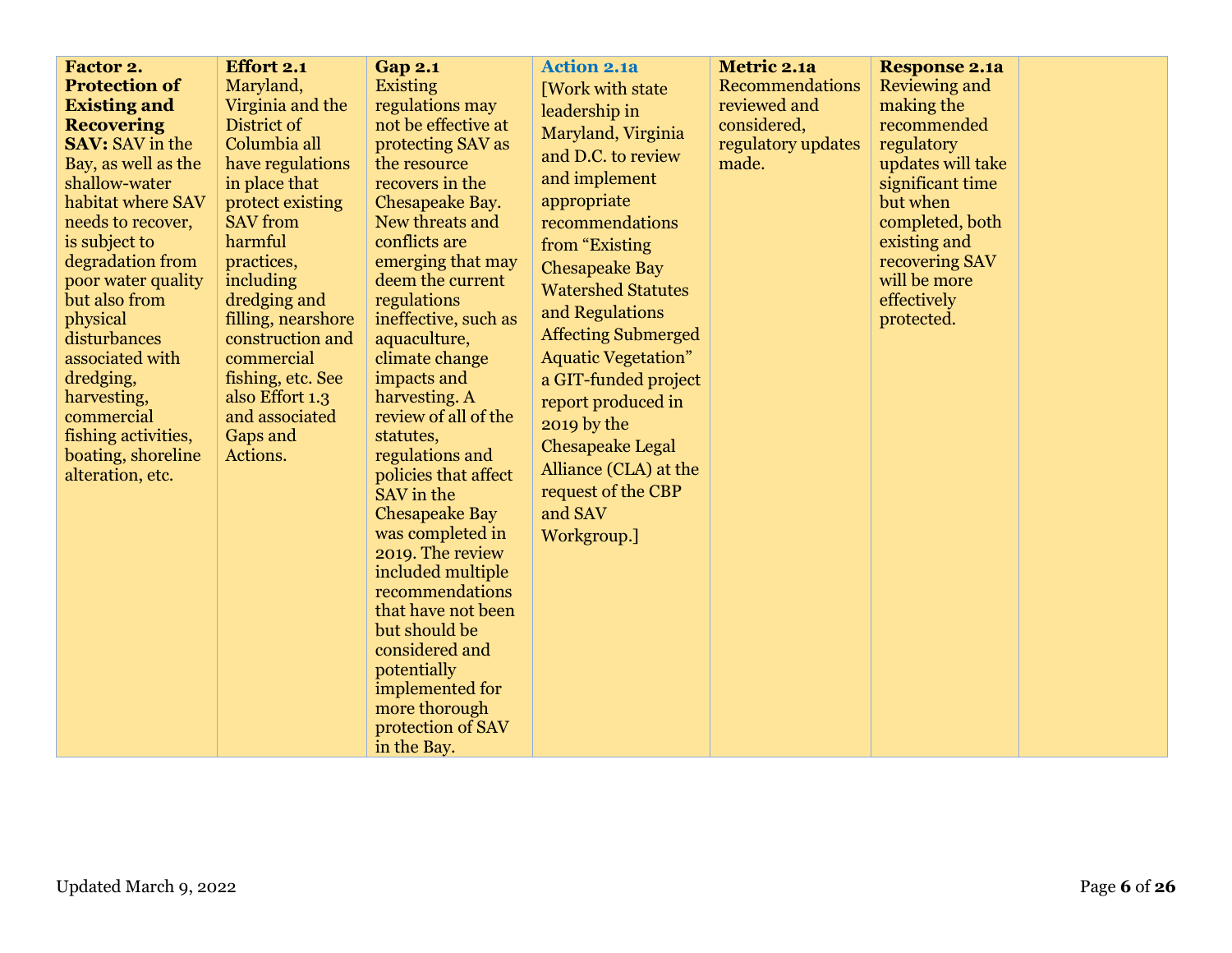| **Factor 2. Protection of Existing and Recovering SAV:** SAV in the Bay, as well as the shallow-water habitat where SAV needs to recover, is subject to degradation from poor water quality but also from physical disturbances associated with dredging, harvesting, commercial fishing activities, boating, shoreline alteration, etc. | **Effort 2.1** Maryland, Virginia and the District of Columbia all have regulations in place that protect existing SAV from harmful practices, including dredging and filling, nearshore construction and commercial fishing, etc. See also Effort 1.3 and associated Gaps and Actions. | **Gap 2.1** Existing regulations may not be effective at protecting SAV as the resource recovers in the Chesapeake Bay. New threats and conflicts are emerging that may deem the current regulations ineffective, such as aquaculture, climate change impacts and harvesting. A review of all of the statutes, regulations and policies that affect SAV in the Chesapeake Bay was completed in 2019. The review included multiple recommendations that have not been but should be considered and potentially implemented for more thorough protection of SAV in the Bay. | **Action 2.1a** [Work with state leadership in Maryland, Virginia and D.C. to review and implement appropriate recommendations from "Existing Chesapeake Bay Watershed Statutes and Regulations Affecting Submerged Aquatic Vegetation" a GIT-funded project report produced in 2019 by the Chesapeake Legal Alliance (CLA) at the request of the CBP and SAV Workgroup.] | **Metric 2.1a** Recommendations reviewed and considered, regulatory updates made. | **Response 2.1a** Reviewing and making the recommended regulatory updates will take significant time but when completed, both existing and recovering SAV will be more effectively protected. | |
|---|---|---|---|---|---|---|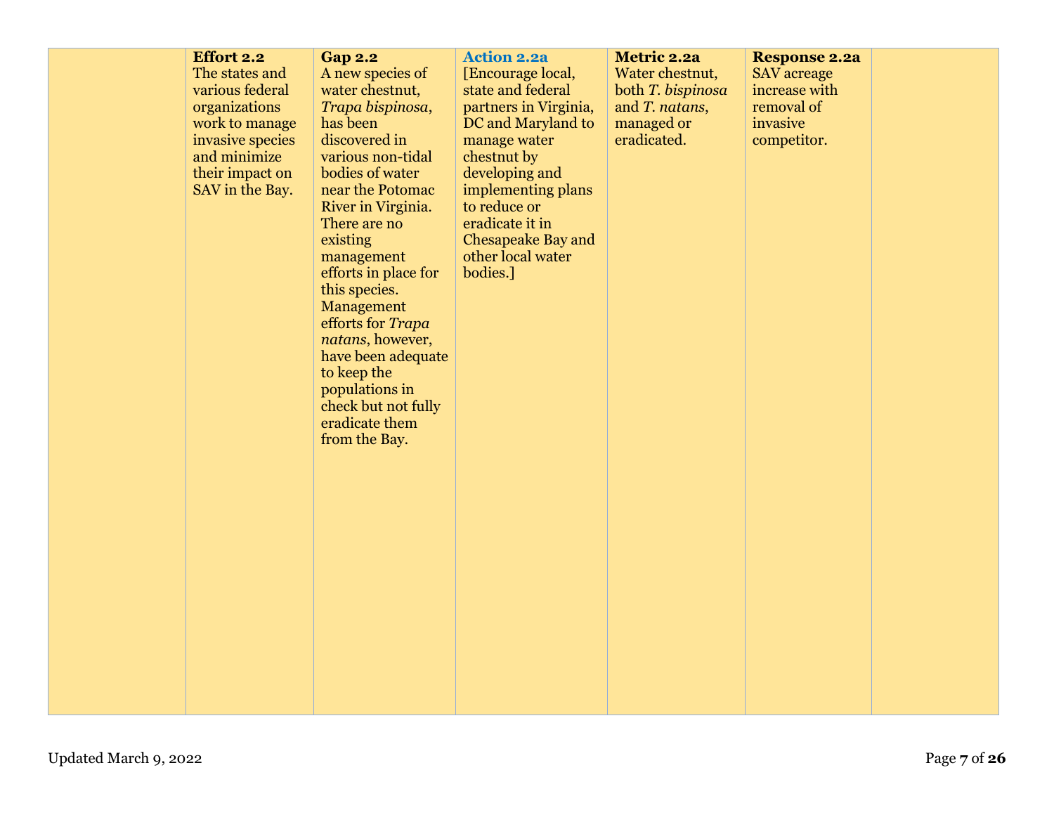| | | | | | | |
|---|---|---|---|---|---|---|
| | **Effort 2.2** The states and various federal organizations work to manage invasive species and minimize their impact on SAV in the Bay. | **Gap 2.2** A new species of water chestnut, *Trapa bispinosa*, has been discovered in various non-tidal bodies of water near the Potomac River in Virginia. There are no existing management efforts in place for this species. Management efforts for *Trapa natans*, however, have been adequate to keep the populations in check but not fully eradicate them from the Bay. | **Action 2.2a** [Encourage local, state and federal partners in Virginia, DC and Maryland to manage water chestnut by developing and implementing plans to reduce or eradicate it in Chesapeake Bay and other local water bodies.] | **Metric 2.2a** Water chestnut, both *T. bispinosa* and *T. natans*, managed or eradicated. | **Response 2.2a** SAV acreage increase with removal of invasive competitor. | |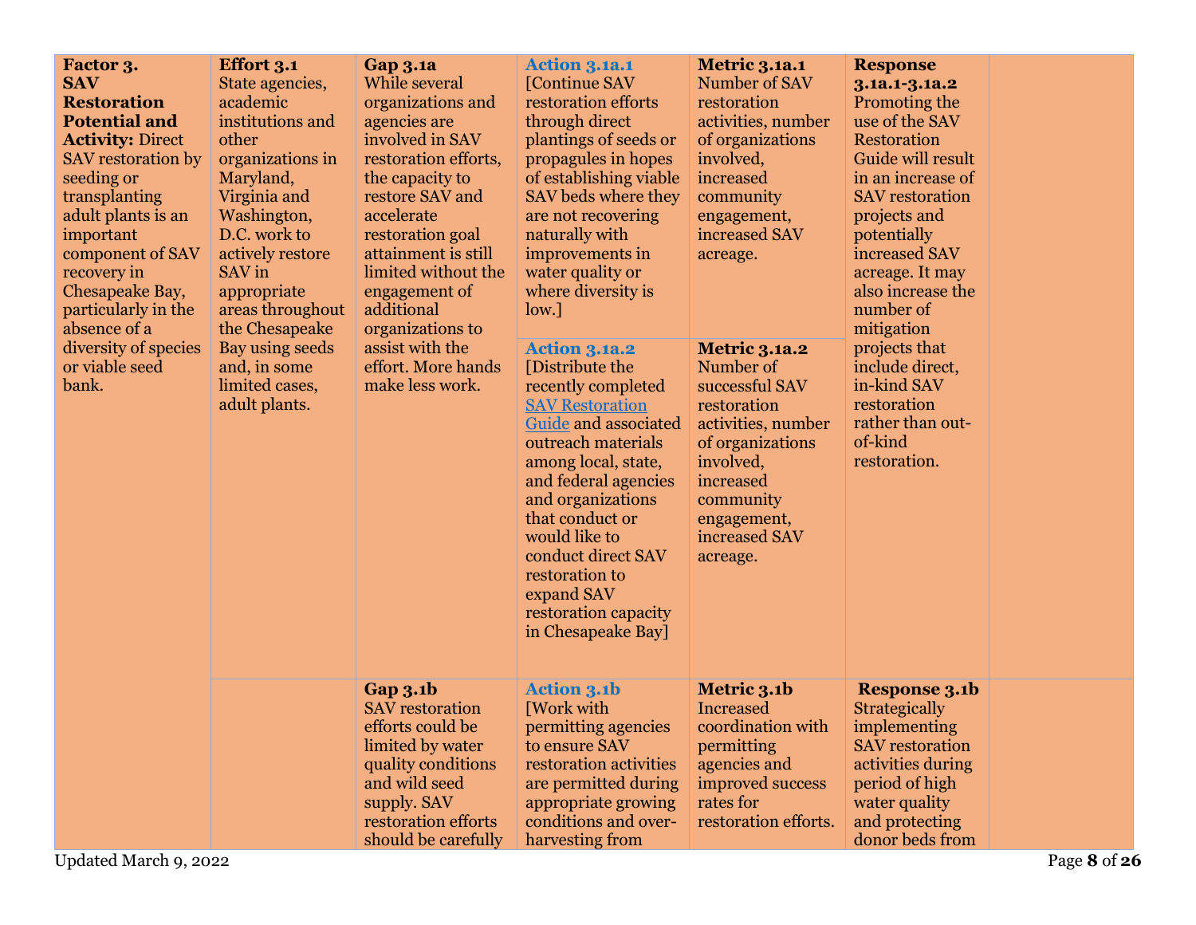| | | | | | | |
|---|---|---|---|---|---|---|
| **Factor 3. SAV Restoration Potential and Activity:** Direct SAV restoration by seeding or transplanting adult plants is an important component of SAV recovery in Chesapeake Bay, particularly in the absence of a diversity of species or viable seed bank. | **Effort 3.1** State agencies, academic institutions and other organizations in Maryland, Virginia and Washington, D.C. work to actively restore SAV in appropriate areas throughout the Chesapeake Bay using seeds and, in some limited cases, adult plants. | **Gap 3.1a** While several organizations and agencies are involved in SAV restoration efforts, the capacity to restore SAV and accelerate restoration goal attainment is still limited without the engagement of additional organizations to assist with the effort. More hands make less work. | **Action 3.1a.1** [Continue SAV restoration efforts through direct plantings of seeds or propagules in hopes of establishing viable SAV beds where they are not recovering naturally with improvements in water quality or where diversity is low.] | **Metric 3.1a.1** Number of SAV restoration activities, number of organizations involved, increased community engagement, increased SAV acreage. | **Response 3.1a.1-3.1a.2** Promoting the use of the SAV Restoration Guide will result in an increase of SAV restoration projects and potentially increased SAV acreage. It may also increase the number of mitigation projects that include direct, in-kind SAV restoration rather than out-of-kind restoration. | |
| | | | **Action 3.1a.2** [Distribute the recently completed SAV Restoration Guide and associated outreach materials among local, state, and federal agencies and organizations that conduct or would like to conduct direct SAV restoration to expand SAV restoration capacity in Chesapeake Bay] | **Metric 3.1a.2** Number of successful SAV restoration activities, number of organizations involved, increased community engagement, increased SAV acreage. | | |
| | | **Gap 3.1b** SAV restoration efforts could be limited by water quality conditions and wild seed supply. SAV restoration efforts should be carefully | **Action 3.1b** [Work with permitting agencies to ensure SAV restoration activities are permitted during appropriate growing conditions and over-harvesting from | **Metric 3.1b** Increased coordination with permitting agencies and improved success rates for restoration efforts. | **Response 3.1b** Strategically implementing SAV restoration activities during period of high water quality and protecting donor beds from | |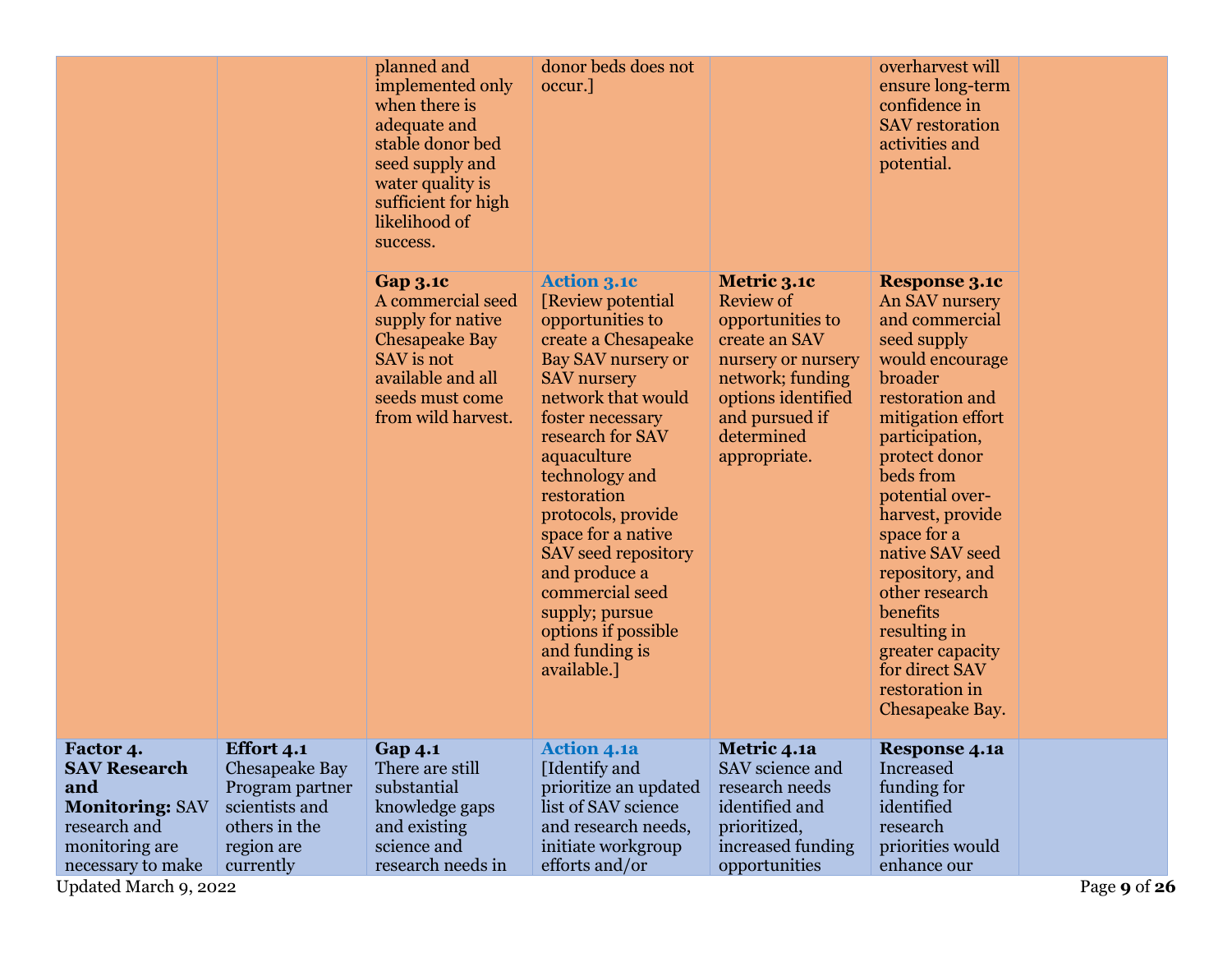| | | | | | | |
|---|---|---|---|---|---|---|
| | | planned and implemented only when there is adequate and stable donor bed seed supply and water quality is sufficient for high likelihood of success. | donor beds does not occur.] | | overharvest will ensure long-term confidence in SAV restoration activities and potential. | |
| | | **Gap 3.1c** A commercial seed supply for native Chesapeake Bay SAV is not available and all seeds must come from wild harvest. | **Action 3.1c** [Review potential opportunities to create a Chesapeake Bay SAV nursery or SAV nursery network that would foster necessary research for SAV aquaculture technology and restoration protocols, provide space for a native SAV seed repository and produce a commercial seed supply; pursue options if possible and funding is available.] | **Metric 3.1c** Review of opportunities to create an SAV nursery or nursery network; funding options identified and pursued if determined appropriate. | **Response 3.1c** An SAV nursery and commercial seed supply would encourage broader restoration and mitigation effort participation, protect donor beds from potential over-harvest, provide space for a native SAV seed repository, and other research benefits resulting in greater capacity for direct SAV restoration in Chesapeake Bay. | |
| **Factor 4. SAV Research and Monitoring:** SAV research and monitoring are necessary to make | **Effort 4.1** Chesapeake Bay Program partner scientists and others in the region are currently | **Gap 4.1** There are still substantial knowledge gaps and existing science and research needs in | **Action 4.1a** [Identify and prioritize an updated list of SAV science and research needs, initiate workgroup efforts and/or | **Metric 4.1a** SAV science and research needs identified and prioritized, increased funding opportunities | **Response 4.1a** Increased funding for identified research priorities would enhance our | |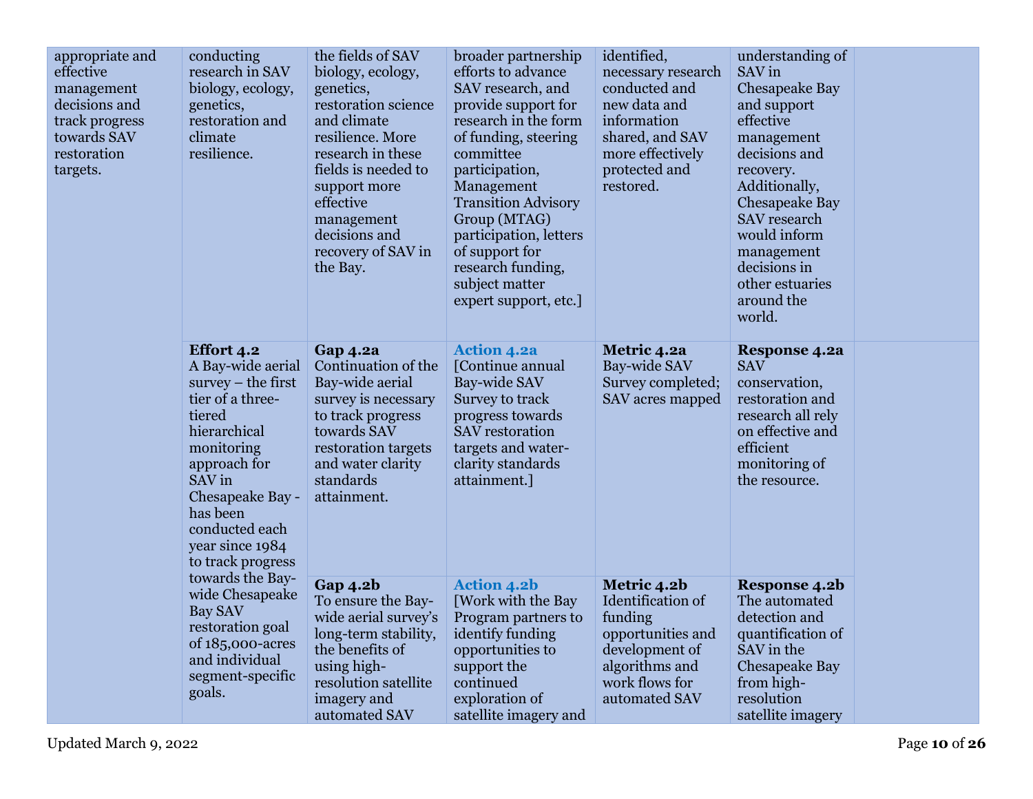| | | | | | | |
|---|---|---|---|---|---|---|
| appropriate and effective management decisions and track progress towards SAV restoration targets. | conducting research in SAV biology, ecology, genetics, restoration and climate resilience. | the fields of SAV biology, ecology, genetics, restoration science and climate resilience. More research in these fields is needed to support more effective management decisions and recovery of SAV in the Bay. | broader partnership efforts to advance SAV research, and provide support for research in the form of funding, steering committee participation, Management Transition Advisory Group (MTAG) participation, letters of support for research funding, subject matter expert support, etc.] | identified, necessary research conducted and new data and information shared, and SAV more effectively protected and restored. | understanding of SAV in Chesapeake Bay and support effective management decisions and recovery. Additionally, Chesapeake Bay SAV research would inform management decisions in other estuaries around the world. | |
| | **Effort 4.2** A Bay-wide aerial survey – the first tier of a three-tiered hierarchical monitoring approach for SAV in Chesapeake Bay - has been conducted each year since 1984 to track progress towards the Bay-wide Chesapeake Bay SAV restoration goal of 185,000-acres and individual segment-specific goals. | **Gap 4.2a** Continuation of the Bay-wide aerial survey is necessary to track progress towards SAV restoration targets and water clarity standards attainment. | **Action 4.2a** [Continue annual Bay-wide SAV Survey to track progress towards SAV restoration targets and water-clarity standards attainment.] | **Metric 4.2a** Bay-wide SAV Survey completed; SAV acres mapped | **Response 4.2a** SAV conservation, restoration and research all rely on effective and efficient monitoring of the resource. | |
| | | **Gap 4.2b** To ensure the Bay-wide aerial survey's long-term stability, the benefits of using high-resolution satellite imagery and automated SAV | **Action 4.2b** [Work with the Bay Program partners to identify funding opportunities to support the continued exploration of satellite imagery and | **Metric 4.2b** Identification of funding opportunities and development of algorithms and work flows for automated SAV | **Response 4.2b** The automated detection and quantification of SAV in the Chesapeake Bay from high-resolution satellite imagery | |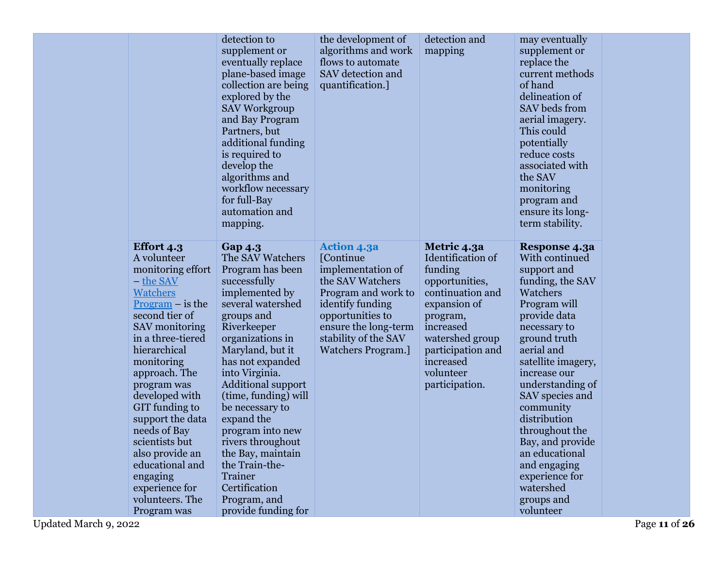| | | | | | | |
|---|---|---|---|---|---|---|
| | | detection to supplement or eventually replace plane-based image collection are being explored by the SAV Workgroup and Bay Program Partners, but additional funding is required to develop the algorithms and workflow necessary for full-Bay automation and mapping. | the development of algorithms and work flows to automate SAV detection and quantification.] | detection and mapping | may eventually supplement or replace the current methods of hand delineation of SAV beds from aerial imagery. This could potentially reduce costs associated with the SAV monitoring program and ensure its long-term stability. | |
| | **Effort 4.3** A volunteer monitoring effort – the SAV Watchers Program – is the second tier of SAV monitoring in a three-tiered hierarchical monitoring approach. The program was developed with GIT funding to support the data needs of Bay scientists but also provide an educational and engaging experience for volunteers. The Program was | **Gap 4.3** The SAV Watchers Program has been successfully implemented by several watershed groups and Riverkeeper organizations in Maryland, but it has not expanded into Virginia. Additional support (time, funding) will be necessary to expand the program into new rivers throughout the Bay, maintain the Train-the-Trainer Certification Program, and provide funding for | **Action 4.3a** [Continue implementation of the SAV Watchers Program and work to identify funding opportunities to ensure the long-term stability of the SAV Watchers Program.] | **Metric 4.3a** Identification of funding opportunities, continuation and expansion of program, increased watershed group participation and increased volunteer participation. | **Response 4.3a** With continued support and funding, the SAV Watchers Program will provide data necessary to ground truth aerial and satellite imagery, increase our understanding of SAV species and community distribution throughout the Bay, and provide an educational and engaging experience for watershed groups and volunteer | |

Updated March 9, 2022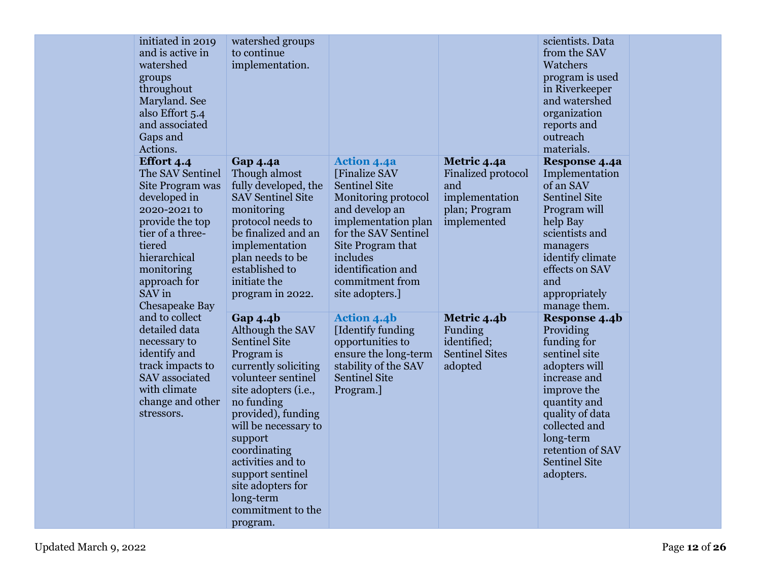| | | | | | | |
|---|---|---|---|---|---|---|
| | initiated in 2019 and is active in watershed groups throughout Maryland. See also Effort 5.4 and associated Gaps and Actions. | watershed groups to continue implementation. | | | scientists. Data from the SAV Watchers program is used in Riverkeeper and watershed organization reports and outreach materials. | |
| | **Effort 4.4** The SAV Sentinel Site Program was developed in 2020-2021 to provide the top tier of a three-tiered hierarchical monitoring approach for SAV in Chesapeake Bay and to collect detailed data necessary to identify and track impacts to SAV associated with climate change and other stressors. | **Gap 4.4a** Though almost fully developed, the SAV Sentinel Site monitoring protocol needs to be finalized and an implementation plan needs to be established to initiate the program in 2022. | **Action 4.4a** [Finalize SAV Sentinel Site Monitoring protocol and develop an implementation plan for the SAV Sentinel Site Program that includes identification and commitment from site adopters.] | **Metric 4.4a** Finalized protocol and implementation plan; Program implemented | **Response 4.4a** Implementation of an SAV Sentinel Site Program will help Bay scientists and managers identify climate effects on SAV and appropriately manage them. | |
| | | **Gap 4.4b** Although the SAV Sentinel Site Program is currently soliciting volunteer sentinel site adopters (i.e., no funding provided), funding will be necessary to support coordinating activities and to support sentinel site adopters for long-term commitment to the program. | **Action 4.4b** [Identify funding opportunities to ensure the long-term stability of the SAV Sentinel Site Program.] | **Metric 4.4b** Funding identified; Sentinel Sites adopted | **Response 4.4b** Providing funding for sentinel site adopters will increase and improve the quantity and quality of data collected and long-term retention of SAV Sentinel Site adopters. | |

Updated March 9, 2022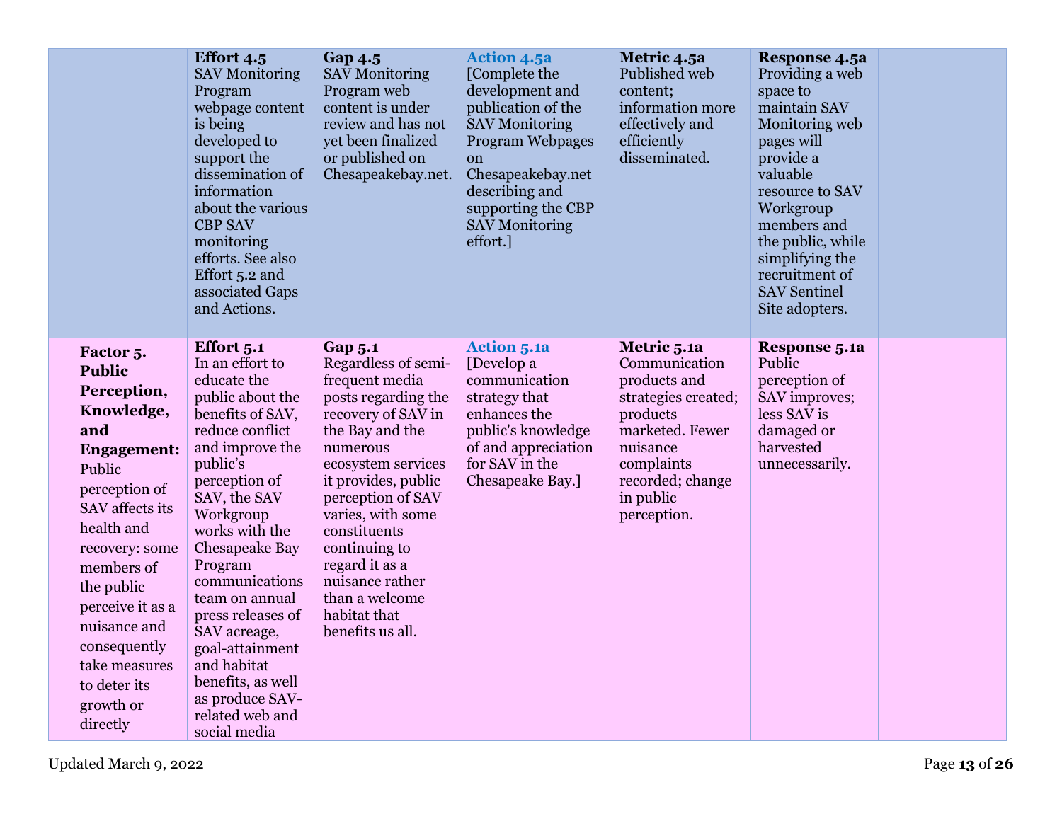| | | | | | | |
|---|---|---|---|---|---|---|
| | **Effort 4.5** SAV Monitoring Program webpage content is being developed to support the dissemination of information about the various CBP SAV monitoring efforts. See also Effort 5.2 and associated Gaps and Actions. | **Gap 4.5** SAV Monitoring Program web content is under review and has not yet been finalized or published on Chesapeakebay.net. | **Action 4.5a** [Complete the development and publication of the SAV Monitoring Program Webpages on Chesapeakebay.net describing and supporting the CBP SAV Monitoring effort.] | **Metric 4.5a** Published web content; information more effectively and efficiently disseminated. | **Response 4.5a** Providing a web space to maintain SAV Monitoring web pages will provide a valuable resource to SAV Workgroup members and the public, while simplifying the recruitment of SAV Sentinel Site adopters. | |
| **Factor 5. Public Perception, Knowledge, and Engagement:** Public perception of SAV affects its health and recovery: some members of the public perceive it as a nuisance and consequently take measures to deter its growth or directly | **Effort 5.1** In an effort to educate the public about the benefits of SAV, reduce conflict and improve the public's perception of SAV, the SAV Workgroup works with the Chesapeake Bay Program communications team on annual press releases of SAV acreage, goal-attainment and habitat benefits, as well as produce SAV-related web and social media | **Gap 5.1** Regardless of semi-frequent media posts regarding the recovery of SAV in the Bay and the numerous ecosystem services it provides, public perception of SAV varies, with some constituents continuing to regard it as a nuisance rather than a welcome habitat that benefits us all. | **Action 5.1a** [Develop a communication strategy that enhances the public's knowledge of and appreciation for SAV in the Chesapeake Bay.] | **Metric 5.1a** Communication products and strategies created; products marketed. Fewer nuisance complaints recorded; change in public perception. | **Response 5.1a** Public perception of SAV improves; less SAV is damaged or harvested unnecessarily. | |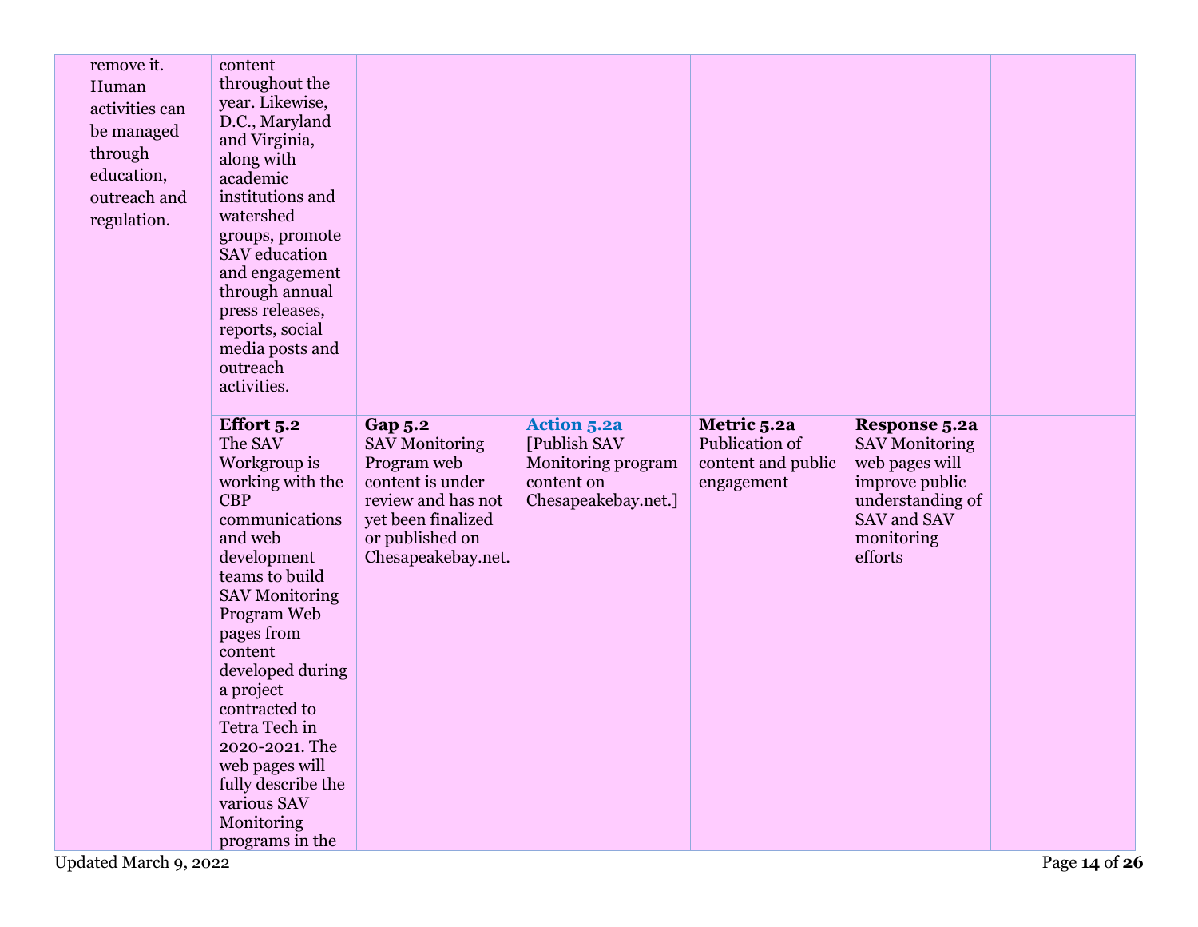| | | | | | | |
|---|---|---|---|---|---|---|
| remove it. Human activities can be managed through education, outreach and regulation. | content throughout the year. Likewise, D.C., Maryland and Virginia, along with academic institutions and watershed groups, promote SAV education and engagement through annual press releases, reports, social media posts and outreach activities. | | | | | |
| | **Effort 5.2** The SAV Workgroup is working with the CBP communications and web development teams to build SAV Monitoring Program Web pages from content developed during a project contracted to Tetra Tech in 2020-2021. The web pages will fully describe the various SAV Monitoring programs in the | **Gap 5.2** SAV Monitoring Program web content is under review and has not yet been finalized or published on Chesapeakebay.net. | **Action 5.2a** [Publish SAV Monitoring program content on Chesapeakebay.net.] | **Metric 5.2a** Publication of content and public engagement | **Response 5.2a** SAV Monitoring web pages will improve public understanding of SAV and SAV monitoring efforts | |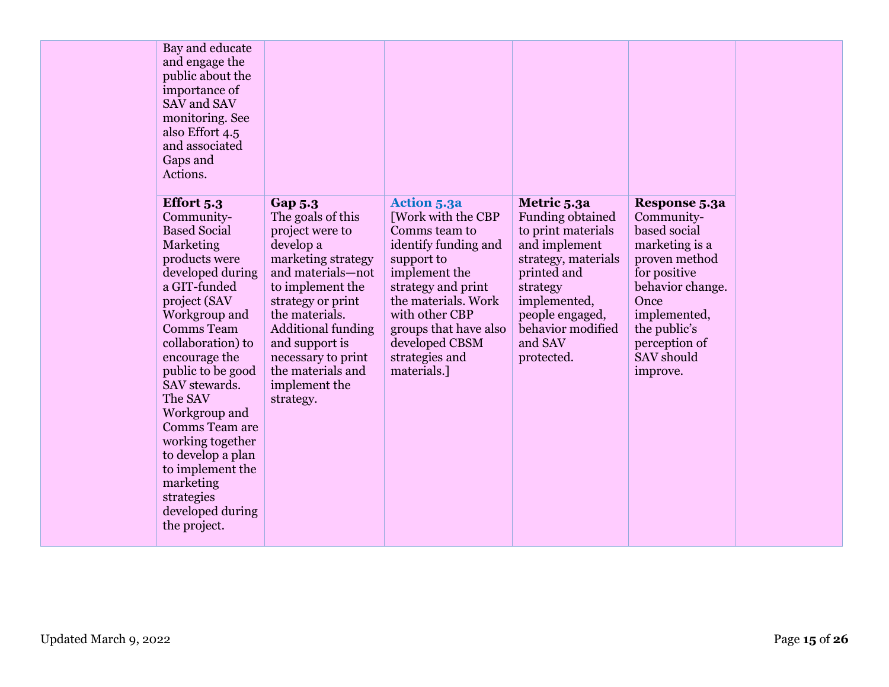| | | | | | | |
|---|---|---|---|---|---|---|
| | Bay and educate and engage the public about the importance of SAV and SAV monitoring. See also Effort 4.5 and associated Gaps and Actions. | | | | | |
| | **Effort 5.3** Community-Based Social Marketing products were developed during a GIT-funded project (SAV Workgroup and Comms Team collaboration) to encourage the public to be good SAV stewards. The SAV Workgroup and Comms Team are working together to develop a plan to implement the marketing strategies developed during the project. | **Gap 5.3** The goals of this project were to develop a marketing strategy and materials—not to implement the strategy or print the materials. Additional funding and support is necessary to print the materials and implement the strategy. | **Action 5.3a** [Work with the CBP Comms team to identify funding and support to implement the strategy and print the materials. Work with other CBP groups that have also developed CBSM strategies and materials.] | **Metric 5.3a** Funding obtained to print materials and implement strategy, materials printed and strategy implemented, people engaged, behavior modified and SAV protected. | **Response 5.3a** Community-based social marketing is a proven method for positive behavior change. Once implemented, the public's perception of SAV should improve. | |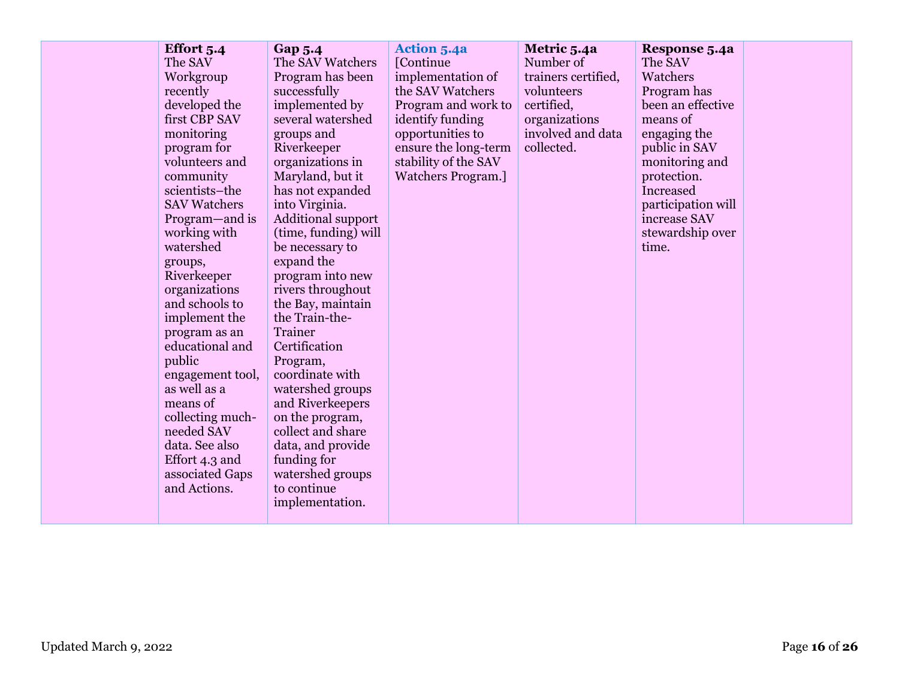| | | | | | | |
|---|---|---|---|---|---|---|
| | **Effort 5.4** The SAV Workgroup recently developed the first CBP SAV monitoring program for volunteers and community scientists–the SAV Watchers Program—and is working with watershed groups, Riverkeeper organizations and schools to implement the program as an educational and public engagement tool, as well as a means of collecting much-needed SAV data. See also Effort 4.3 and associated Gaps and Actions. | **Gap 5.4** The SAV Watchers Program has been successfully implemented by several watershed groups and Riverkeeper organizations in Maryland, but it has not expanded into Virginia. Additional support (time, funding) will be necessary to expand the program into new rivers throughout the Bay, maintain the Train-the-Trainer Certification Program, coordinate with watershed groups and Riverkeepers on the program, collect and share data, and provide funding for watershed groups to continue implementation. | **Action 5.4a** [Continue implementation of the SAV Watchers Program and work to identify funding opportunities to ensure the long-term stability of the SAV Watchers Program.] | **Metric 5.4a** Number of trainers certified, volunteers certified, organizations involved and data collected. | **Response 5.4a** The SAV Watchers Program has been an effective means of engaging the public in SAV monitoring and protection. Increased participation will increase SAV stewardship over time. | |

Updated March 9, 2022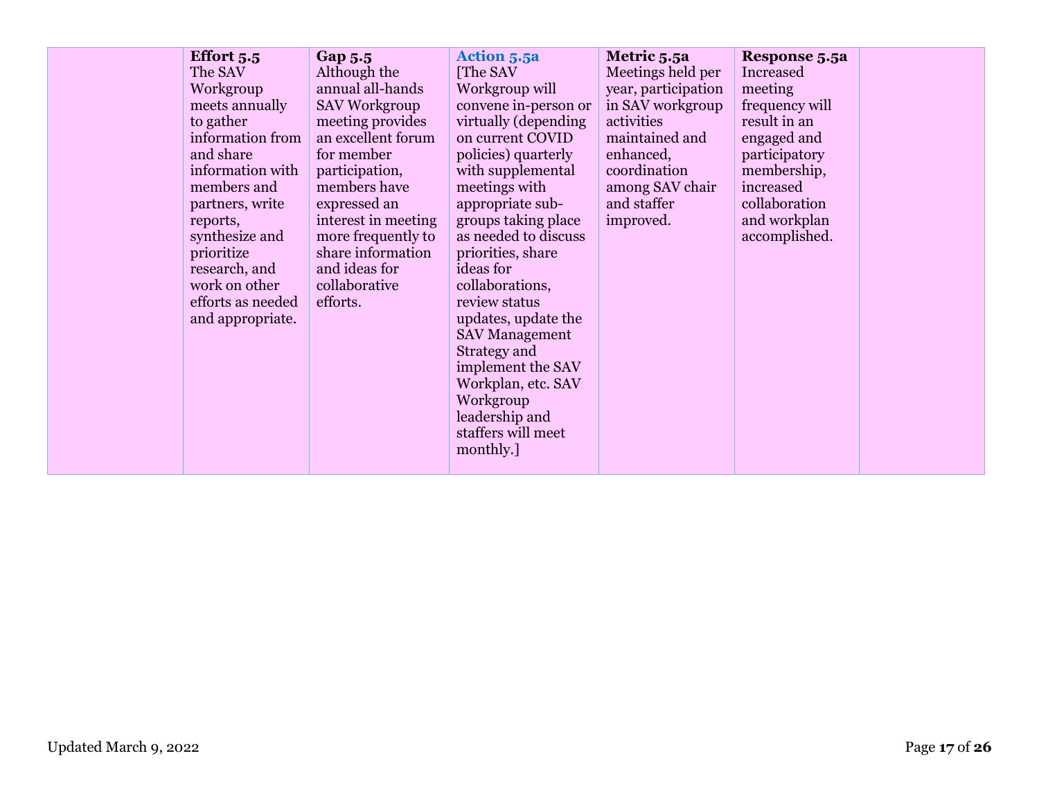| | | | | | | |
|---|---|---|---|---|---|---|
| | **Effort 5.5** The SAV Workgroup meets annually to gather information from and share information with members and partners, write reports, synthesize and prioritize research, and work on other efforts as needed and appropriate. | **Gap 5.5** Although the annual all-hands SAV Workgroup meeting provides an excellent forum for member participation, members have expressed an interest in meeting more frequently to share information and ideas for collaborative efforts. | **Action 5.5a** [The SAV Workgroup will convene in-person or virtually (depending on current COVID policies) quarterly with supplemental meetings with appropriate sub-groups taking place as needed to discuss priorities, share ideas for collaborations, review status updates, update the SAV Management Strategy and implement the SAV Workplan, etc. SAV Workgroup leadership and staffers will meet monthly.] | **Metric 5.5a** Meetings held per year, participation in SAV workgroup activities maintained and enhanced, coordination among SAV chair and staffer improved. | **Response 5.5a** Increased meeting frequency will result in an engaged and participatory membership, increased collaboration and workplan accomplished. | |

Updated March 9, 2022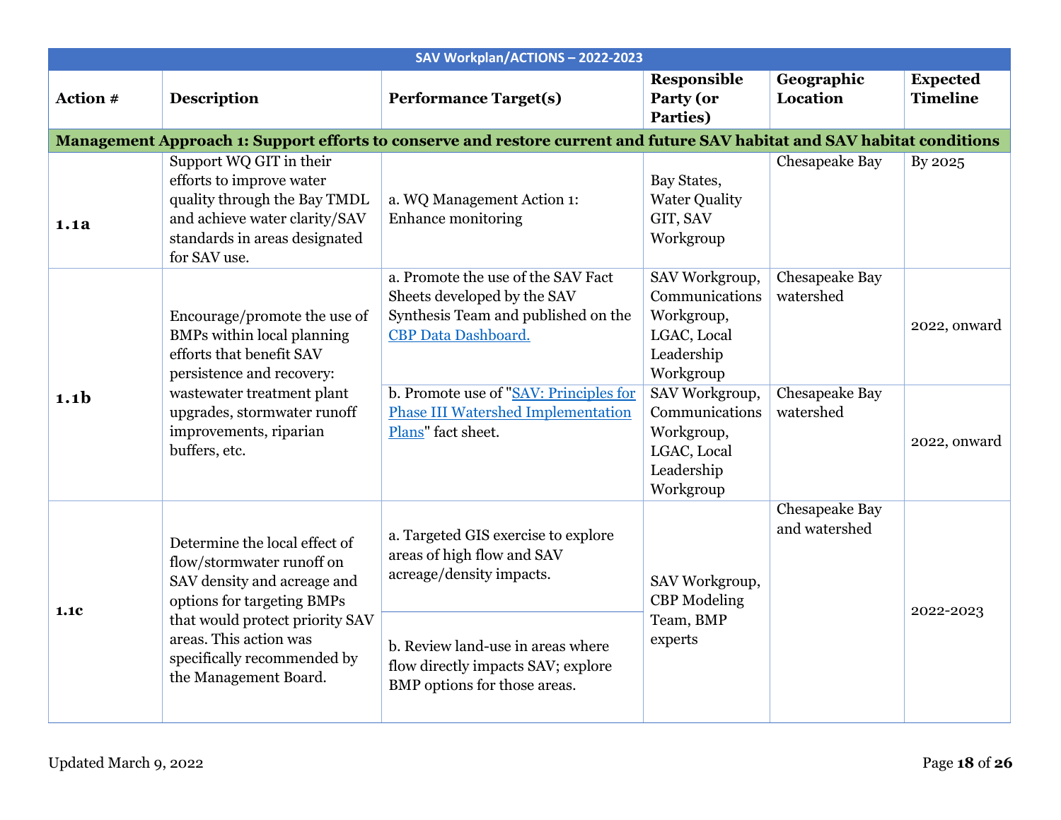| SAV Workplan/ACTIONS – 2022-2023 | | | | | |
|---|---|---|---|---|---|
| **Action #** | **Description** | **Performance Target(s)** | **Responsible Party (or Parties)** | **Geographic Location** | **Expected Timeline** |
| **Management Approach 1: Support efforts to conserve and restore current and future SAV habitat and SAV habitat conditions** | | | | | |
| **1.1a** | Support WQ GIT in their efforts to improve water quality through the Bay TMDL and achieve water clarity/SAV standards in areas designated for SAV use. | a. WQ Management Action 1: Enhance monitoring | Bay States, Water Quality GIT, SAV Workgroup | Chesapeake Bay | By 2025 |
| **1.1b** | Encourage/promote the use of BMPs within local planning efforts that benefit SAV persistence and recovery: wastewater treatment plant upgrades, stormwater runoff improvements, riparian buffers, etc. | a. Promote the use of the SAV Fact Sheets developed by the SAV Synthesis Team and published on the [CBP Data Dashboard.]() | SAV Workgroup, Communications Workgroup, LGAC, Local Leadership Workgroup | Chesapeake Bay watershed | 2022, onward |
| | | b. Promote use of "[SAV: Principles for Phase III Watershed Implementation Plans]()" fact sheet. | SAV Workgroup, Communications Workgroup, LGAC, Local Leadership Workgroup | Chesapeake Bay watershed | 2022, onward |
| **1.1c** | Determine the local effect of flow/stormwater runoff on SAV density and acreage and options for targeting BMPs that would protect priority SAV areas. This action was specifically recommended by the Management Board. | a. Targeted GIS exercise to explore areas of high flow and SAV acreage/density impacts. | SAV Workgroup, CBP Modeling Team, BMP experts | Chesapeake Bay and watershed | 2022-2023 |
| | | b. Review land-use in areas where flow directly impacts SAV; explore BMP options for those areas. | | | |

Updated March 9, 2022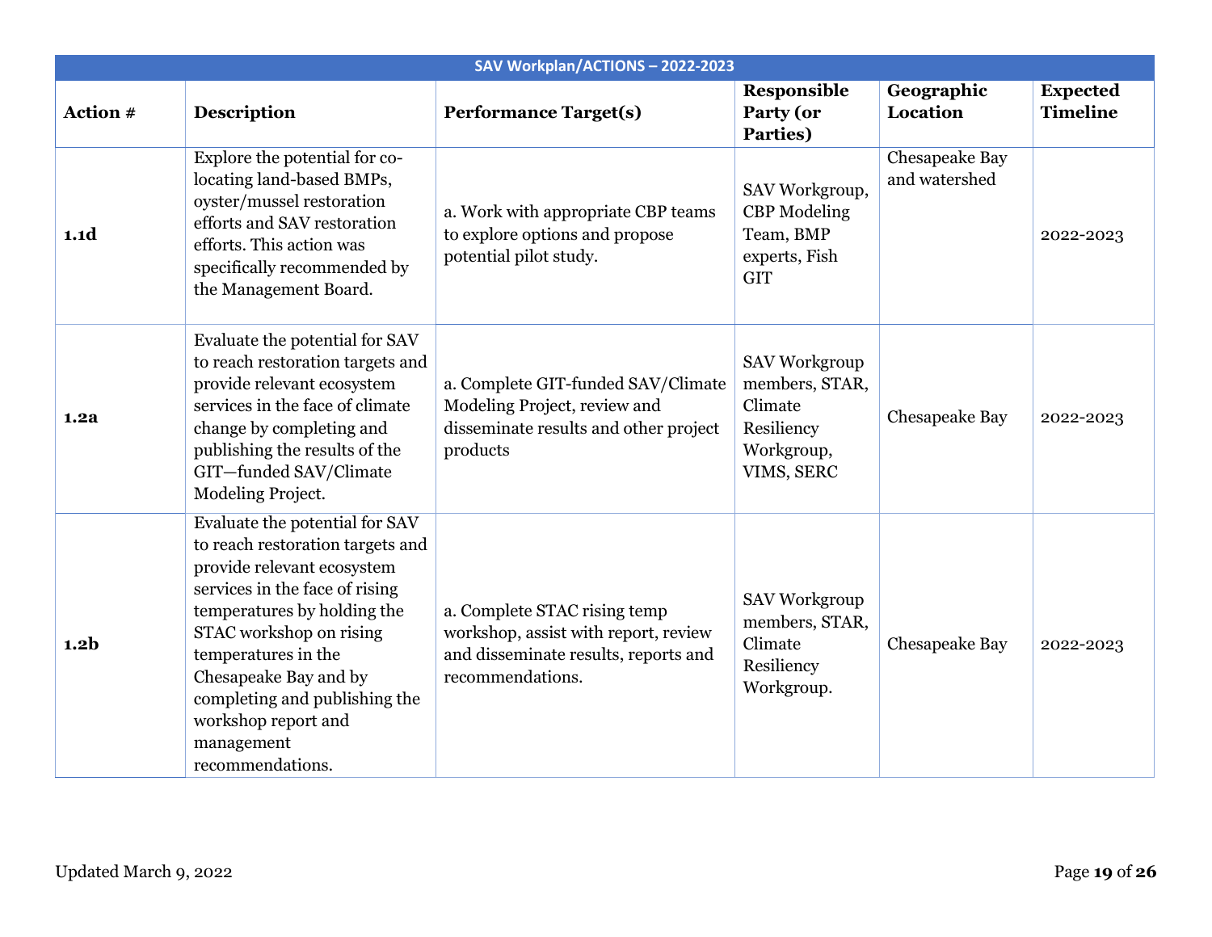| SAV Workplan/ACTIONS – 2022-2023 | | | | | |
|---|---|---|---|---|---|
| **Action #** | **Description** | **Performance Target(s)** | **Responsible Party (or Parties)** | **Geographic Location** | **Expected Timeline** |
| **1.1d** | Explore the potential for co-locating land-based BMPs, oyster/mussel restoration efforts and SAV restoration efforts. This action was specifically recommended by the Management Board. | a. Work with appropriate CBP teams to explore options and propose potential pilot study. | SAV Workgroup, CBP Modeling Team, BMP experts, Fish GIT | Chesapeake Bay and watershed | 2022-2023 |
| **1.2a** | Evaluate the potential for SAV to reach restoration targets and provide relevant ecosystem services in the face of climate change by completing and publishing the results of the GIT—funded SAV/Climate Modeling Project. | a. Complete GIT-funded SAV/Climate Modeling Project, review and disseminate results and other project products | SAV Workgroup members, STAR, Climate Resiliency Workgroup, VIMS, SERC | Chesapeake Bay | 2022-2023 |
| **1.2b** | Evaluate the potential for SAV to reach restoration targets and provide relevant ecosystem services in the face of rising temperatures by holding the STAC workshop on rising temperatures in the Chesapeake Bay and by completing and publishing the workshop report and management recommendations. | a. Complete STAC rising temp workshop, assist with report, review and disseminate results, reports and recommendations. | SAV Workgroup members, STAR, Climate Resiliency Workgroup. | Chesapeake Bay | 2022-2023 |

Updated March 9, 2022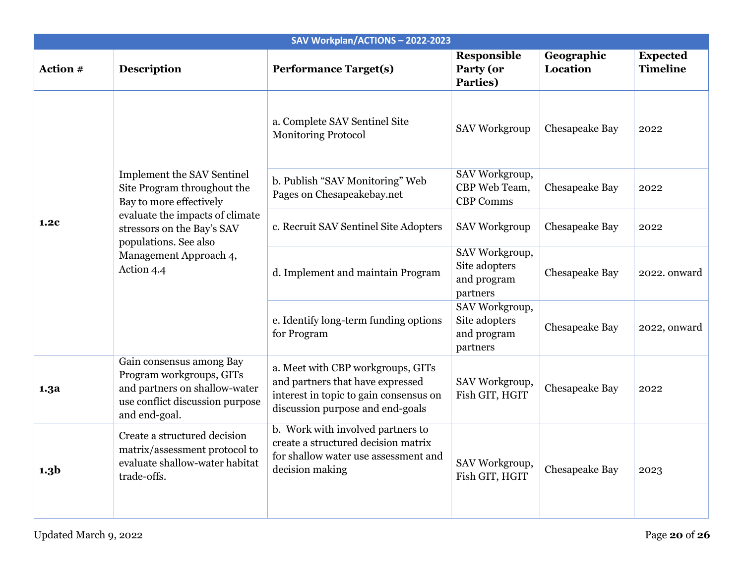| SAV Workplan/ACTIONS – 2022-2023 | | | | | |
|---|---|---|---|---|---|
| **Action #** | **Description** | **Performance Target(s)** | **Responsible Party (or Parties)** | **Geographic Location** | **Expected Timeline** |
| **1.2c** | Implement the SAV Sentinel Site Program throughout the Bay to more effectively evaluate the impacts of climate stressors on the Bay's SAV populations. See also Management Approach 4, Action 4.4 | a. Complete SAV Sentinel Site Monitoring Protocol | SAV Workgroup | Chesapeake Bay | 2022 |
| | | b. Publish "SAV Monitoring" Web Pages on Chesapeakebay.net | SAV Workgroup, CBP Web Team, CBP Comms | Chesapeake Bay | 2022 |
| | | c. Recruit SAV Sentinel Site Adopters | SAV Workgroup | Chesapeake Bay | 2022 |
| | | d. Implement and maintain Program | SAV Workgroup, Site adopters and program partners | Chesapeake Bay | 2022. onward |
| | | e. Identify long-term funding options for Program | SAV Workgroup, Site adopters and program partners | Chesapeake Bay | 2022, onward |
| **1.3a** | Gain consensus among Bay Program workgroups, GITs and partners on shallow-water use conflict discussion purpose and end-goal. | a. Meet with CBP workgroups, GITs and partners that have expressed interest in topic to gain consensus on discussion purpose and end-goals | SAV Workgroup, Fish GIT, HGIT | Chesapeake Bay | 2022 |
| **1.3b** | Create a structured decision matrix/assessment protocol to evaluate shallow-water habitat trade-offs. | b. Work with involved partners to create a structured decision matrix for shallow water use assessment and decision making | SAV Workgroup, Fish GIT, HGIT | Chesapeake Bay | 2023 |

Updated March 9, 2022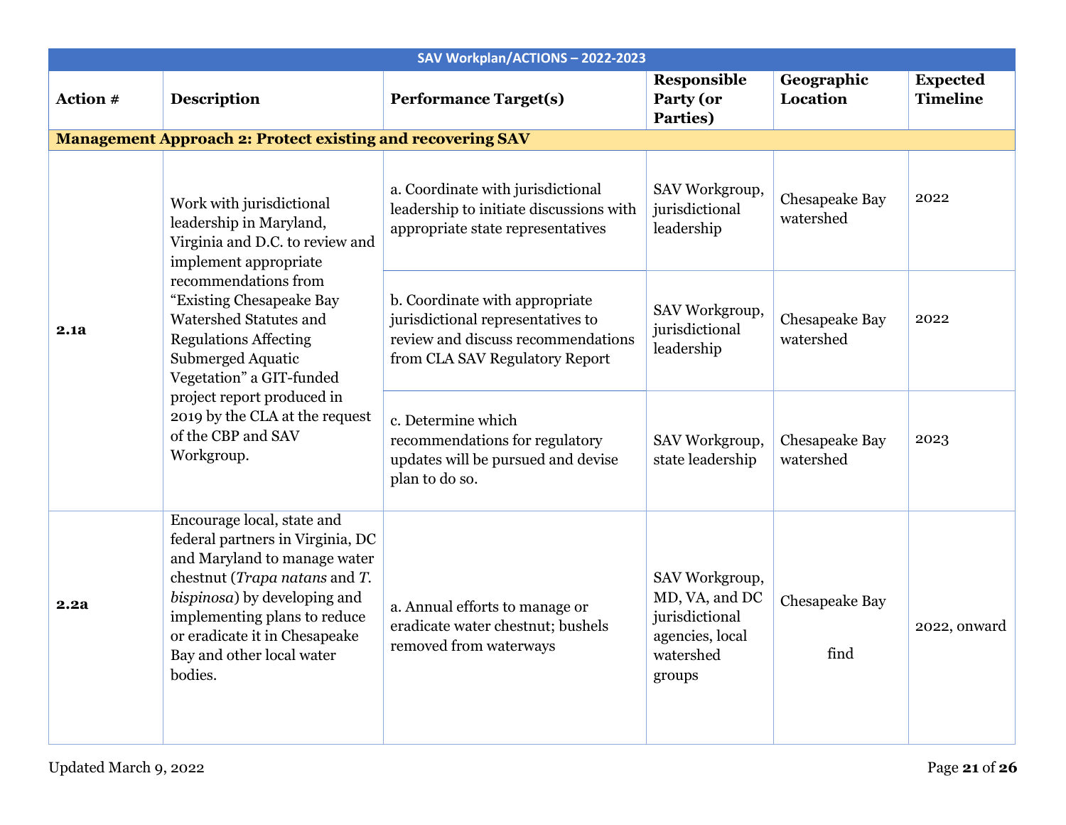| SAV Workplan/ACTIONS – 2022-2023 | | | | | |
|---|---|---|---|---|---|
| **Action #** | **Description** | **Performance Target(s)** | **Responsible Party (or Parties)** | **Geographic Location** | **Expected Timeline** |
| **Management Approach 2: Protect existing and recovering SAV** | | | | | |
| **2.1a** | Work with jurisdictional leadership in Maryland, Virginia and D.C. to review and implement appropriate recommendations from "Existing Chesapeake Bay Watershed Statutes and Regulations Affecting Submerged Aquatic Vegetation" a GIT-funded project report produced in 2019 by the CLA at the request of the CBP and SAV Workgroup. | a. Coordinate with jurisdictional leadership to initiate discussions with appropriate state representatives | SAV Workgroup, jurisdictional leadership | Chesapeake Bay watershed | 2022 |
| | | b. Coordinate with appropriate jurisdictional representatives to review and discuss recommendations from CLA SAV Regulatory Report | SAV Workgroup, jurisdictional leadership | Chesapeake Bay watershed | 2022 |
| | | c. Determine which recommendations for regulatory updates will be pursued and devise plan to do so. | SAV Workgroup, state leadership | Chesapeake Bay watershed | 2023 |
| **2.2a** | Encourage local, state and federal partners in Virginia, DC and Maryland to manage water chestnut (*Trapa natans* and *T. bispinosa*) by developing and implementing plans to reduce or eradicate it in Chesapeake Bay and other local water bodies. | a. Annual efforts to manage or eradicate water chestnut; bushels removed from waterways | SAV Workgroup, MD, VA, and DC jurisdictional agencies, local watershed groups | Chesapeake Bay<br><br>find | 2022, onward |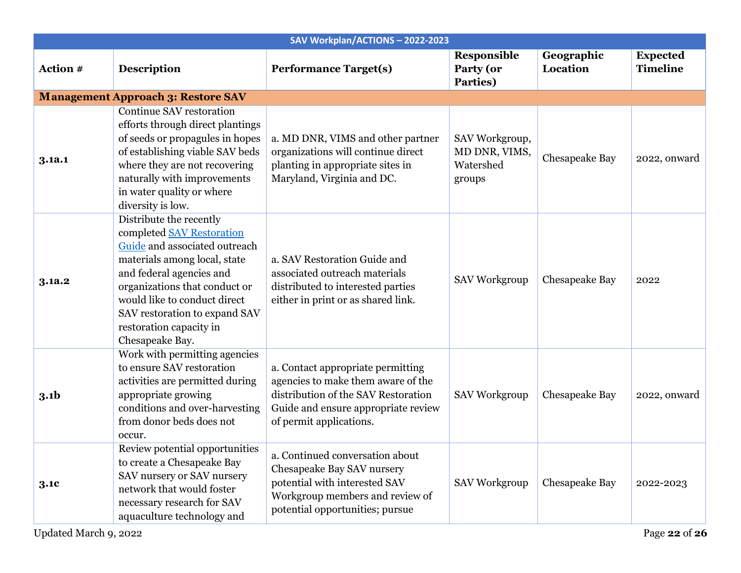| SAV Workplan/ACTIONS – 2022-2023 | | | | | |
|---|---|---|---|---|---|
| **Action #** | **Description** | **Performance Target(s)** | **Responsible Party (or Parties)** | **Geographic Location** | **Expected Timeline** |
| **Management Approach 3: Restore SAV** | | | | | |
| **3.1a.1** | Continue SAV restoration efforts through direct plantings of seeds or propagules in hopes of establishing viable SAV beds where they are not recovering naturally with improvements in water quality or where diversity is low. | a. MD DNR, VIMS and other partner organizations will continue direct planting in appropriate sites in Maryland, Virginia and DC. | SAV Workgroup, MD DNR, VIMS, Watershed groups | Chesapeake Bay | 2022, onward |
| **3.1a.2** | Distribute the recently completed SAV Restoration Guide and associated outreach materials among local, state and federal agencies and organizations that conduct or would like to conduct direct SAV restoration to expand SAV restoration capacity in Chesapeake Bay. | a. SAV Restoration Guide and associated outreach materials distributed to interested parties either in print or as shared link. | SAV Workgroup | Chesapeake Bay | 2022 |
| **3.1b** | Work with permitting agencies to ensure SAV restoration activities are permitted during appropriate growing conditions and over-harvesting from donor beds does not occur. | a. Contact appropriate permitting agencies to make them aware of the distribution of the SAV Restoration Guide and ensure appropriate review of permit applications. | SAV Workgroup | Chesapeake Bay | 2022, onward |
| **3.1c** | Review potential opportunities to create a Chesapeake Bay SAV nursery or SAV nursery network that would foster necessary research for SAV aquaculture technology and | a. Continued conversation about Chesapeake Bay SAV nursery potential with interested SAV Workgroup members and review of potential opportunities; pursue | SAV Workgroup | Chesapeake Bay | 2022-2023 |

Updated March 9, 2022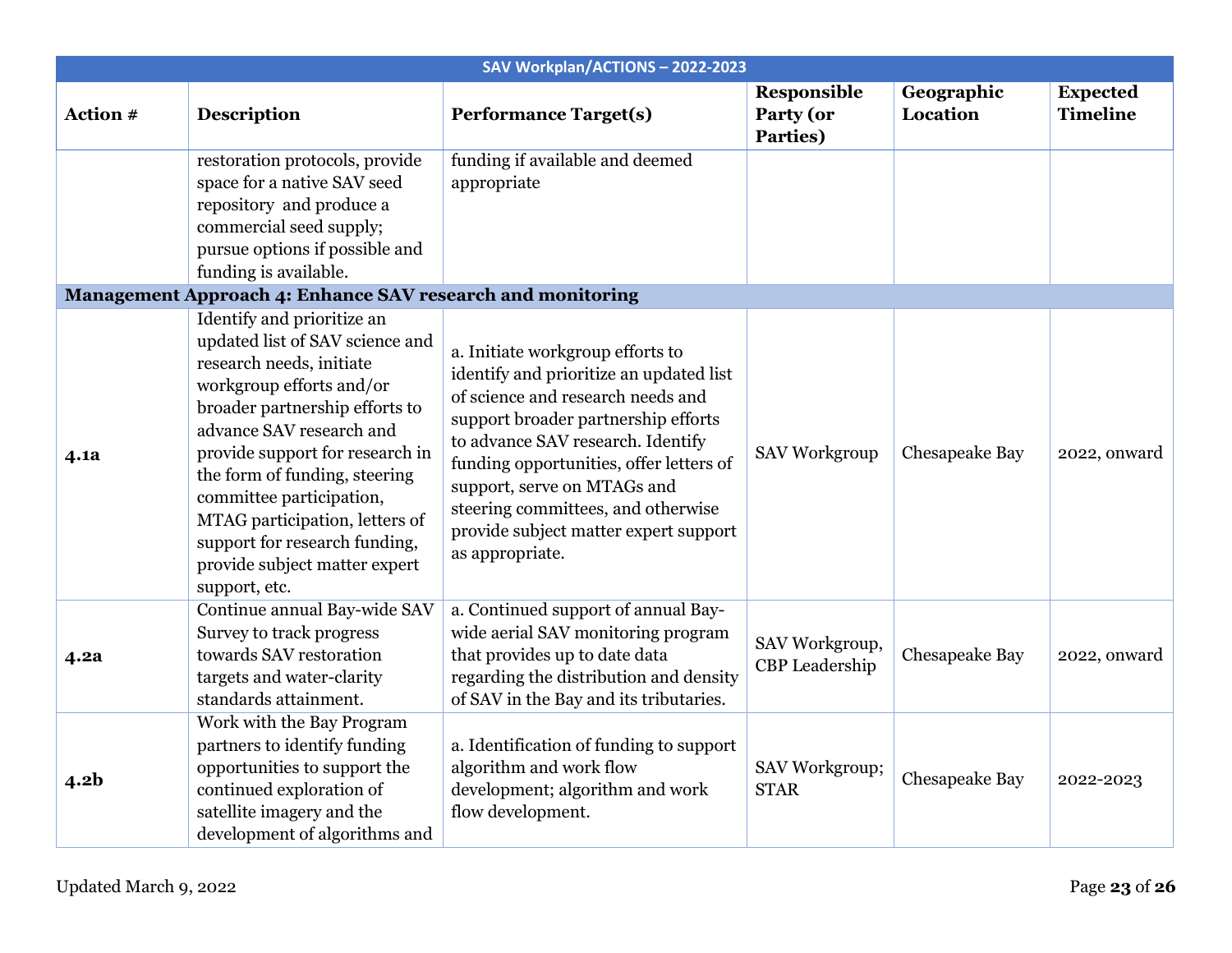| SAV Workplan/ACTIONS – 2022-2023 | | | | | |
|---|---|---|---|---|---|
| **Action #** | **Description** | **Performance Target(s)** | **Responsible Party (or Parties)** | **Geographic Location** | **Expected Timeline** |
| | restoration protocols, provide space for a native SAV seed repository and produce a commercial seed supply; pursue options if possible and funding is available. | funding if available and deemed appropriate | | | |
| **Management Approach 4: Enhance SAV research and monitoring** | | | | | |
| **4.1a** | Identify and prioritize an updated list of SAV science and research needs, initiate workgroup efforts and/or broader partnership efforts to advance SAV research and provide support for research in the form of funding, steering committee participation, MTAG participation, letters of support for research funding, provide subject matter expert support, etc. | a. Initiate workgroup efforts to identify and prioritize an updated list of science and research needs and support broader partnership efforts to advance SAV research. Identify funding opportunities, offer letters of support, serve on MTAGs and steering committees, and otherwise provide subject matter expert support as appropriate. | SAV Workgroup | Chesapeake Bay | 2022, onward |
| **4.2a** | Continue annual Bay-wide SAV Survey to track progress towards SAV restoration targets and water-clarity standards attainment. | a. Continued support of annual Bay-wide aerial SAV monitoring program that provides up to date data regarding the distribution and density of SAV in the Bay and its tributaries. | SAV Workgroup, CBP Leadership | Chesapeake Bay | 2022, onward |
| **4.2b** | Work with the Bay Program partners to identify funding opportunities to support the continued exploration of satellite imagery and the development of algorithms and | a. Identification of funding to support algorithm and work flow development; algorithm and work flow development. | SAV Workgroup; STAR | Chesapeake Bay | 2022-2023 |

Updated March 9, 2022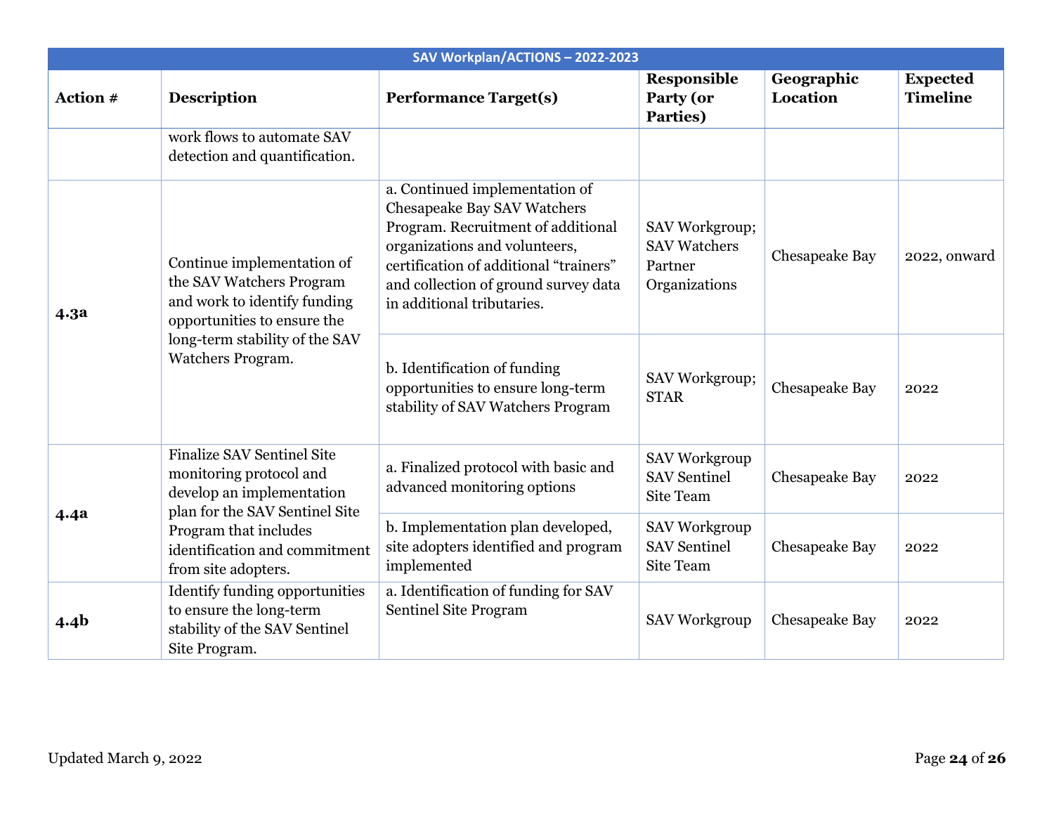| SAV Workplan/ACTIONS – 2022-2023 | | | | | |
|---|---|---|---|---|---|
| **Action #** | **Description** | **Performance Target(s)** | **Responsible Party (or Parties)** | **Geographic Location** | **Expected Timeline** |
| | work flows to automate SAV detection and quantification. | | | | |
| **4.3a** | Continue implementation of the SAV Watchers Program and work to identify funding opportunities to ensure the long-term stability of the SAV Watchers Program. | a. Continued implementation of Chesapeake Bay SAV Watchers Program. Recruitment of additional organizations and volunteers, certification of additional "trainers" and collection of ground survey data in additional tributaries. | SAV Workgroup; SAV Watchers Partner Organizations | Chesapeake Bay | 2022, onward |
| | | b. Identification of funding opportunities to ensure long-term stability of SAV Watchers Program | SAV Workgroup; STAR | Chesapeake Bay | 2022 |
| **4.4a** | Finalize SAV Sentinel Site monitoring protocol and develop an implementation plan for the SAV Sentinel Site Program that includes identification and commitment from site adopters. | a. Finalized protocol with basic and advanced monitoring options | SAV Workgroup SAV Sentinel Site Team | Chesapeake Bay | 2022 |
| | | b. Implementation plan developed, site adopters identified and program implemented | SAV Workgroup SAV Sentinel Site Team | Chesapeake Bay | 2022 |
| **4.4b** | Identify funding opportunities to ensure the long-term stability of the SAV Sentinel Site Program. | a. Identification of funding for SAV Sentinel Site Program | SAV Workgroup | Chesapeake Bay | 2022 |

Updated March 9, 2022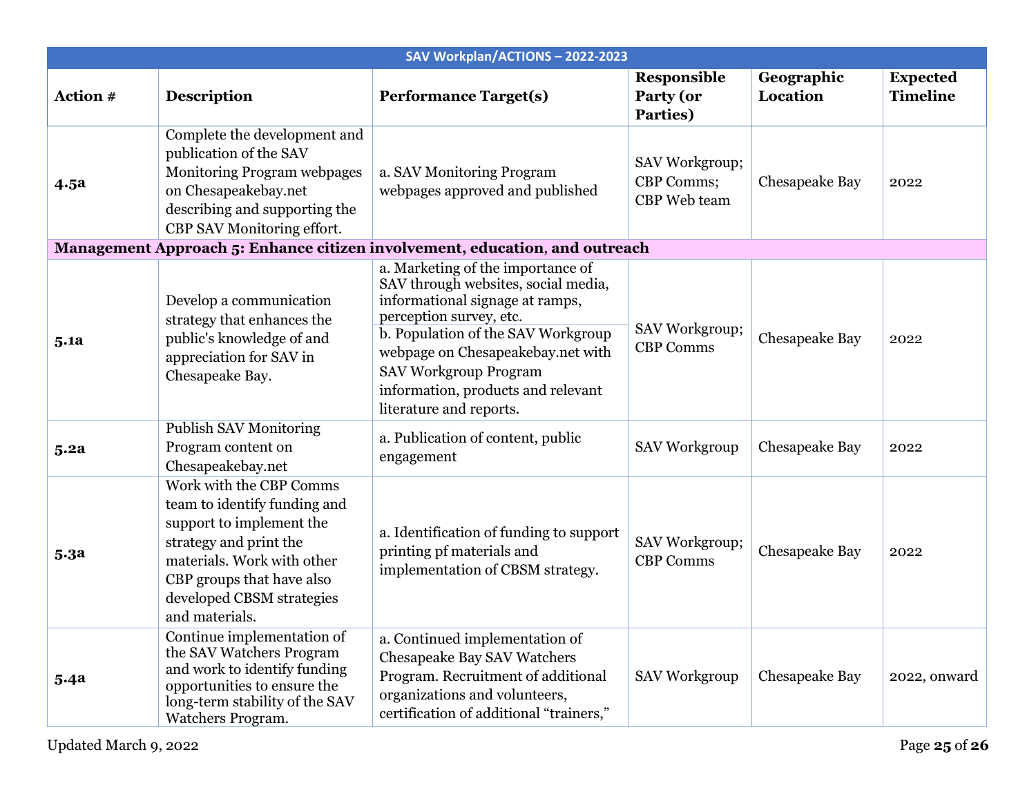| SAV Workplan/ACTIONS – 2022-2023 | | | | | |
|---|---|---|---|---|---|
| **Action #** | **Description** | **Performance Target(s)** | **Responsible Party (or Parties)** | **Geographic Location** | **Expected Timeline** |
| **4.5a** | Complete the development and publication of the SAV Monitoring Program webpages on Chesapeakebay.net describing and supporting the CBP SAV Monitoring effort. | a. SAV Monitoring Program webpages approved and published | SAV Workgroup; CBP Comms; CBP Web team | Chesapeake Bay | 2022 |
| **Management Approach 5: Enhance citizen involvement, education, and outreach** | | | | | |
| **5.1a** | Develop a communication strategy that enhances the public's knowledge of and appreciation for SAV in Chesapeake Bay. | a. Marketing of the importance of SAV through websites, social media, informational signage at ramps, perception survey, etc.<br>b. Population of the SAV Workgroup webpage on Chesapeakebay.net with SAV Workgroup Program information, products and relevant literature and reports. | SAV Workgroup; CBP Comms | Chesapeake Bay | 2022 |
| **5.2a** | Publish SAV Monitoring Program content on Chesapeakebay.net | a. Publication of content, public engagement | SAV Workgroup | Chesapeake Bay | 2022 |
| **5.3a** | Work with the CBP Comms team to identify funding and support to implement the strategy and print the materials. Work with other CBP groups that have also developed CBSM strategies and materials. | a. Identification of funding to support printing pf materials and implementation of CBSM strategy. | SAV Workgroup; CBP Comms | Chesapeake Bay | 2022 |
| **5.4a** | Continue implementation of the SAV Watchers Program and work to identify funding opportunities to ensure the long-term stability of the SAV Watchers Program. | a. Continued implementation of Chesapeake Bay SAV Watchers Program. Recruitment of additional organizations and volunteers, certification of additional "trainers," | SAV Workgroup | Chesapeake Bay | 2022, onward |

Updated March 9, 2022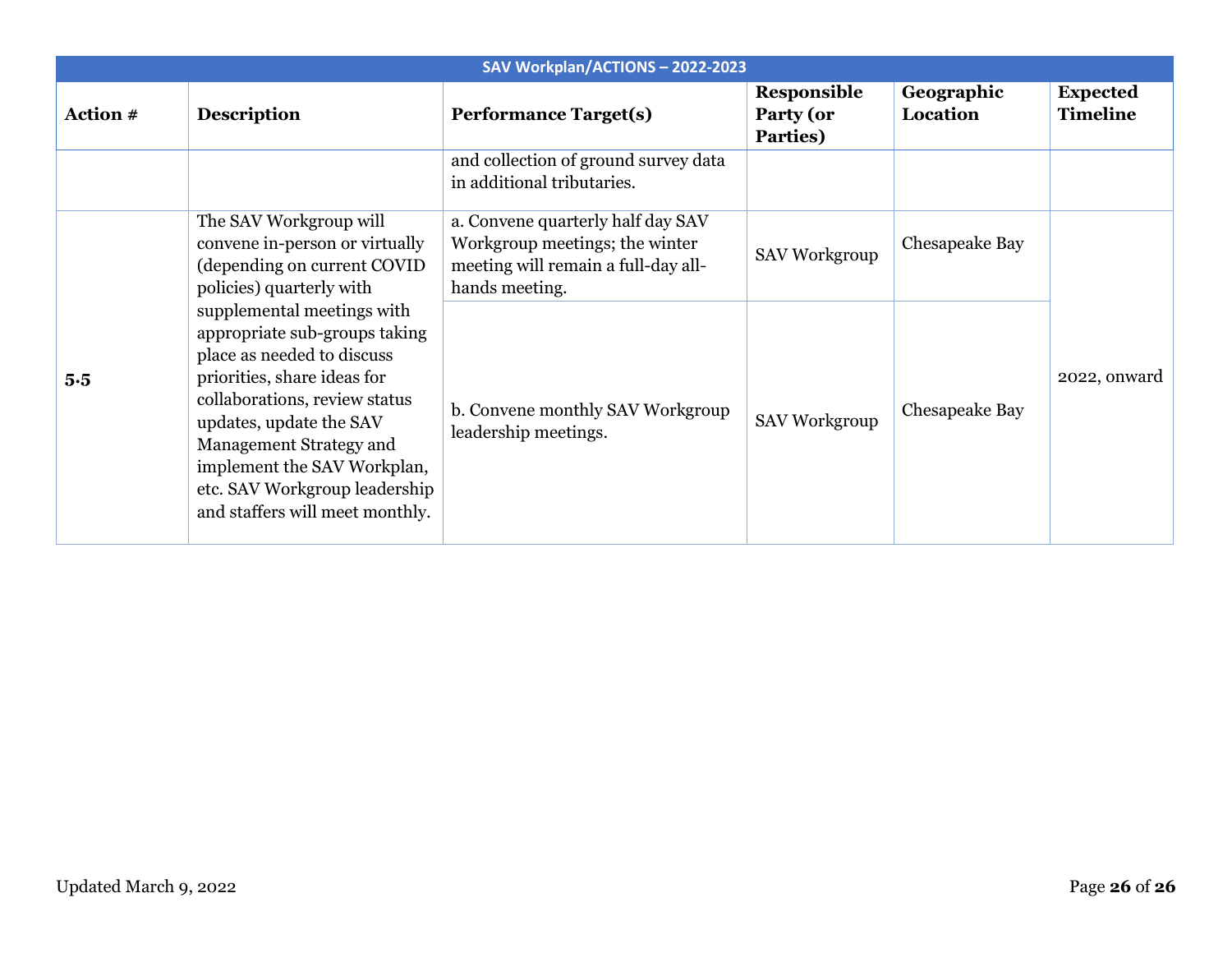| SAV Workplan/ACTIONS – 2022-2023 | | | | | |
|---|---|---|---|---|---|
| **Action #** | **Description** | **Performance Target(s)** | **Responsible Party (or Parties)** | **Geographic Location** | **Expected Timeline** |
| | | and collection of ground survey data in additional tributaries. | | | |
| **5.5** | The SAV Workgroup will convene in-person or virtually (depending on current COVID policies) quarterly with supplemental meetings with appropriate sub-groups taking place as needed to discuss priorities, share ideas for collaborations, review status updates, update the SAV Management Strategy and implement the SAV Workplan, etc. SAV Workgroup leadership and staffers will meet monthly. | a. Convene quarterly half day SAV Workgroup meetings; the winter meeting will remain a full-day all-hands meeting. | SAV Workgroup | Chesapeake Bay | 2022, onward |
| | | b. Convene monthly SAV Workgroup leadership meetings. | SAV Workgroup | Chesapeake Bay | |

Updated March 9, 2022